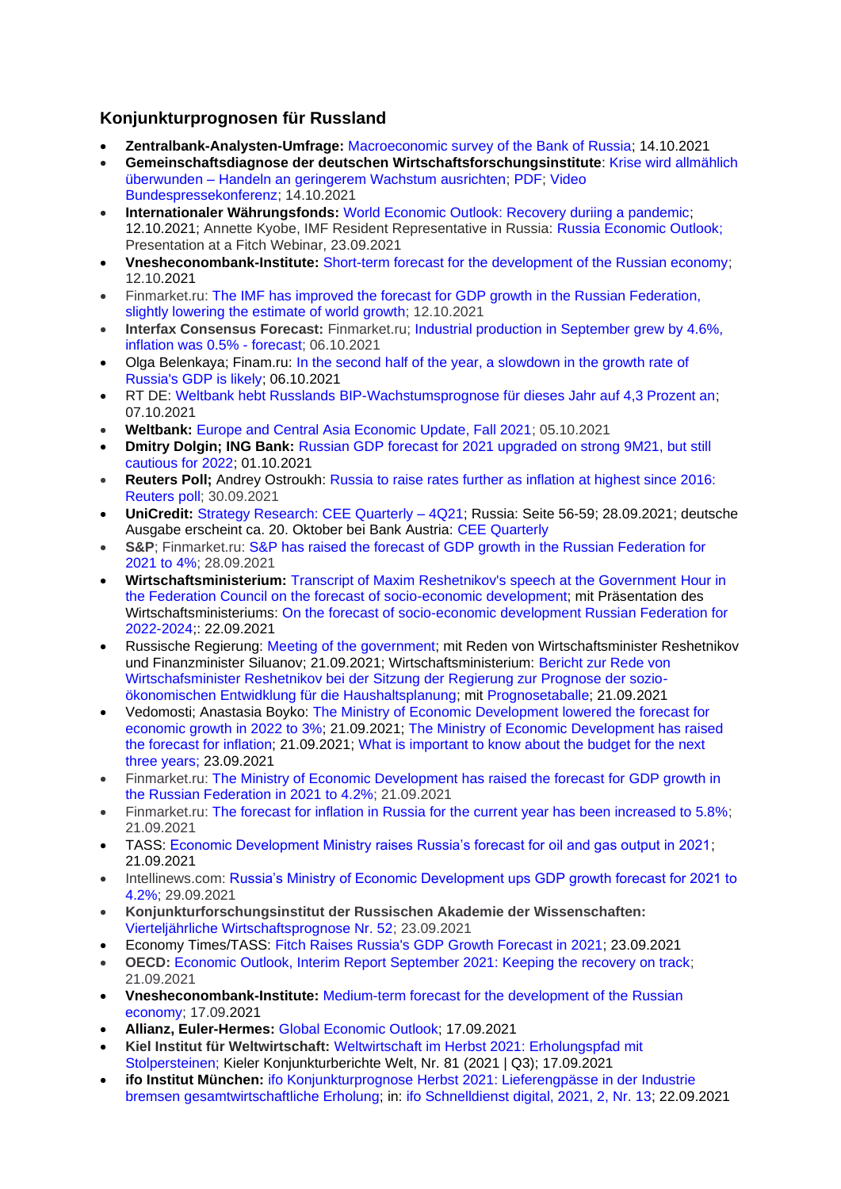## Konjunkturprognosen für Russland

- **Zentralbank-Analysten-Umfrage:** Macroeconomic survey of the Bank of Russia; 14.10.2021
- **Gemeinschaftsdiagnose der deutschen Wirtschaftsforschungsinstitute**: Krise wird allmählich überwunden – Handeln an geringerem Wachstum ausrichten; PDF; Video Bundespressekonferenz; 14.10.2021
- **Internationaler Währungsfonds:** World Economic Outlook: Recovery duriing a pandemic; 12.10.2021; Annette Kyobe, IMF Resident Representative in Russia: Russia Economic Outlook; Presentation at a Fitch Webinar, 23.09.2021
- **Vnesheconombank-Institute:** Short-term forecast for the development of the Russian economy; 12.10.2021
- Finmarket.ru: The IMF has improved the forecast for GDP growth in the Russian Federation, slightly lowering the estimate of world growth; 12.10.2021
- **Interfax Consensus Forecast:** Finmarket.ru; Industrial production in September grew by 4.6%, inflation was 0.5% - forecast; 06.10.2021
- Olga Belenkaya; Finam.ru: In the second half of the year, a slowdown in the growth rate of Russia's GDP is likely; 06.10.2021
- RT DE: Weltbank hebt Russlands BIP-Wachstumsprognose für dieses Jahr auf 4,3 Prozent an; 07.10.2021
- **Weltbank:** Europe and Central Asia Economic Update, Fall 2021; 05.10.2021
- **Dmitry Dolgin; ING Bank:** Russian GDP forecast for 2021 upgraded on strong 9M21, but still cautious for 2022; 01.10.2021
- **Reuters Poll;** Andrey Ostroukh: Russia to raise rates further as inflation at highest since 2016: Reuters poll; 30.09.2021
- **UniCredit:** Strategy Research: CEE Quarterly – 4Q21; Russia: Seite 56-59; 28.09.2021; deutsche Ausgabe erscheint ca. 20. Oktober bei Bank Austria: CEE Quarterly
- **S&P**; Finmarket.ru: S&P has raised the forecast of GDP growth in the Russian Federation for 2021 to 4%; 28.09.2021
- **Wirtschaftsministerium:** Transcript of Maxim Reshetnikov's speech at the Government Hour in the Federation Council on the forecast of socio-economic development; mit Präsentation des Wirtschaftsministeriums: On the forecast of socio-economic development Russian Federation for 2022-2024;: 22.09.2021
- Russische Regierung: Meeting of the government; mit Reden von Wirtschaftsminister Reshetnikov und Finanzminister Siluanov; 21.09.2021; Wirtschaftsministerium: Bericht zur Rede von Wirtschafsminister Reshetnikov bei der Sitzung der Regierung zur Prognose der sozio-ökonomischen Entwidklung für die Haushaltsplanung; mit Prognosetaballe; 21.09.2021
- Vedomosti; Anastasia Boyko: The Ministry of Economic Development lowered the forecast for economic growth in 2022 to 3%; 21.09.2021; The Ministry of Economic Development has raised the forecast for inflation; 21.09.2021; What is important to know about the budget for the next three years; 23.09.2021
- Finmarket.ru: The Ministry of Economic Development has raised the forecast for GDP growth in the Russian Federation in 2021 to 4.2%; 21.09.2021
- Finmarket.ru: The forecast for inflation in Russia for the current year has been increased to 5.8%; 21.09.2021
- TASS: Economic Development Ministry raises Russia's forecast for oil and gas output in 2021; 21.09.2021
- Intellinews.com: Russia's Ministry of Economic Development ups GDP growth forecast for 2021 to 4.2%; 29.09.2021
- **Konjunkturforschungsinstitut der Russischen Akademie der Wissenschaften:** Vierteljährliche Wirtschaftsprognose Nr. 52; 23.09.2021
- Economy Times/TASS: Fitch Raises Russia's GDP Growth Forecast in 2021; 23.09.2021
- **OECD:** Economic Outlook, Interim Report September 2021: Keeping the recovery on track; 21.09.2021
- **Vnesheconombank-Institute:** Medium-term forecast for the development of the Russian economy; 17.09.2021
- **Allianz, Euler-Hermes:** Global Economic Outlook; 17.09.2021
- **Kiel Institut für Weltwirtschaft:** Weltwirtschaft im Herbst 2021: Erholungspfad mit Stolpersteinen; Kieler Konjunkturberichte Welt, Nr. 81 (2021 | Q3); 17.09.2021
- **ifo Institut München:** ifo Konjunkturprognose Herbst 2021: Lieferengpässe in der Industrie bremsen gesamtwirtschaftliche Erholung; in: ifo Schnelldienst digital, 2021, 2, Nr. 13; 22.09.2021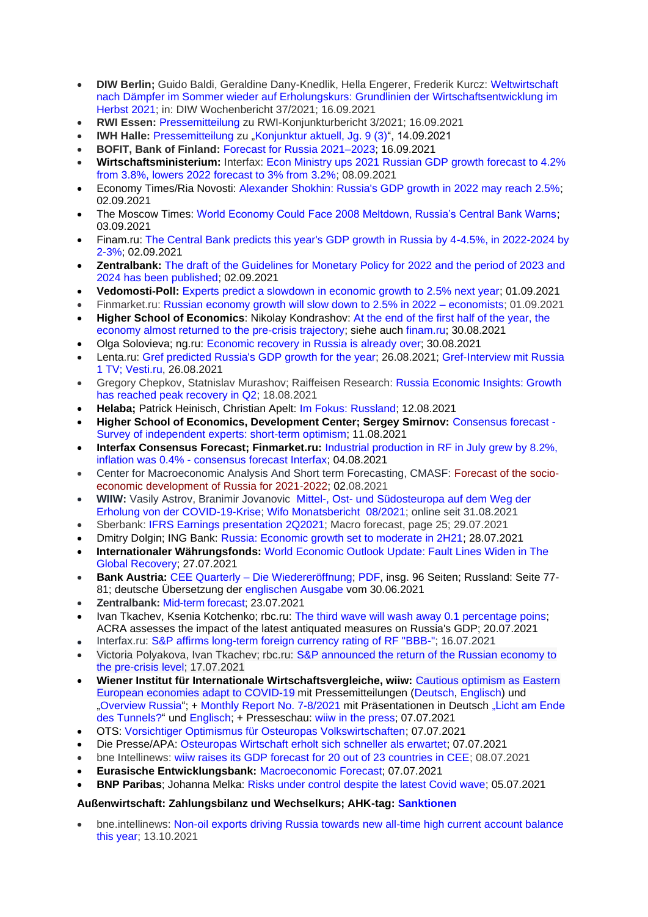- **DIW Berlin;** Guido Baldi, Geraldine Dany-Knedlik, Hella Engerer, Frederik Kurcz: Weltwirtschaft nach Dämpfer im Sommer wieder auf Erholungskurs: Grundlinien der Wirtschaftsentwicklung im Herbst 2021; in: DIW Wochenbericht 37/2021; 16.09.2021
- **RWI Essen:** Pressemitteilung zu RWI-Konjunkturbericht 3/2021; 16.09.2021
- **IWH Halle:** Pressemitteilung zu „Konjunktur aktuell, Jg. 9 (3)", 14.09.2021
- **BOFIT, Bank of Finland:** Forecast for Russia 2021–2023; 16.09.2021
- **Wirtschaftsministerium:** Interfax: Econ Ministry ups 2021 Russian GDP growth forecast to 4.2% from 3.8%, lowers 2022 forecast to 3% from 3.2%; 08.09.2021
- Economy Times/Ria Novosti: Alexander Shokhin: Russia's GDP growth in 2022 may reach 2.5%; 02.09.2021
- The Moscow Times: World Economy Could Face 2008 Meltdown, Russia's Central Bank Warns; 03.09.2021
- Finam.ru: The Central Bank predicts this year's GDP growth in Russia by 4-4.5%, in 2022-2024 by 2-3%; 02.09.2021
- **Zentralbank:** The draft of the Guidelines for Monetary Policy for 2022 and the period of 2023 and 2024 has been published; 02.09.2021
- **Vedomosti-Poll:** Experts predict a slowdown in economic growth to 2.5% next year; 01.09.2021
- Finmarket.ru: Russian economy growth will slow down to 2.5% in 2022 – economists; 01.09.2021
- **Higher School of Economics**: Nikolay Kondrashov: At the end of the first half of the year, the economy almost returned to the pre-crisis trajectory; siehe auch finam.ru; 30.08.2021
- Olga Solovieva; ng.ru: Economic recovery in Russia is already over; 30.08.2021
- Lenta.ru: Gref predicted Russia's GDP growth for the year; 26.08.2021; Gref-Interview mit Russia 1 TV; Vesti.ru, 26.08.2021
- Gregory Chepkov, Statnislav Murashov; Raiffeisen Research: Russia Economic Insights: Growth has reached peak recovery in Q2; 18.08.2021
- **Helaba;** Patrick Heinisch, Christian Apelt: Im Fokus: Russland; 12.08.2021
- **Higher School of Economics, Development Center; Sergey Smirnov:** Consensus forecast - Survey of independent experts: short-term optimism; 11.08.2021
- **Interfax Consensus Forecast; Finmarket.ru:** Industrial production in RF in July grew by 8.2%, inflation was 0.4% - consensus forecast Interfax; 04.08.2021
- Center for Macroeconomic Analysis And Short term Forecasting, CMASF: Forecast of the socio-economic development of Russia for 2021-2022; 02.08.2021
- **WIIW:** Vasily Astrov, Branimir Jovanovic Mittel-, Ost- und Südosteuropa auf dem Weg der Erholung von der COVID-19-Krise; Wifo Monatsbericht 08/2021; online seit 31.08.2021
- Sberbank: IFRS Earnings presentation 2Q2021; Macro forecast, page 25; 29.07.2021
- Dmitry Dolgin; ING Bank: Russia: Economic growth set to moderate in 2H21; 28.07.2021
- **Internationaler Währungsfonds:** World Economic Outlook Update: Fault Lines Widen in The Global Recovery; 27.07.2021
- **Bank Austria:** CEE Quarterly – Die Wiedereröffnung; PDF, insg. 96 Seiten; Russland: Seite 77-81; deutsche Übersetzung der englischen Ausgabe vom 30.06.2021
- **Zentralbank:** Mid-term forecast; 23.07.2021
- Ivan Tkachev, Ksenia Kotchenko; rbc.ru: The third wave will wash away 0.1 percentage poins; ACRA assesses the impact of the latest antiquated measures on Russia's GDP; 20.07.2021
- Interfax.ru: S&P affirms long-term foreign currency rating of RF "BBB-"; 16.07.2021
- Victoria Polyakova, Ivan Tkachev; rbc.ru: S&P announced the return of the Russian economy to the pre-crisis level; 17.07.2021
- **Wiener Institut für Internationale Wirtschaftsvergleiche, wiiw:** Cautious optimism as Eastern European economies adapt to COVID-19 mit Pressemitteilungen (Deutsch, Englisch) und „Overview Russia"; + Monthly Report No. 7-8/2021 mit Präsentationen in Deutsch „Licht am Ende des Tunnels?" und Englisch; + Presseschau: wiiw in the press; 07.07.2021
- OTS: Vorsichtiger Optimismus für Osteuropas Volkswirtschaften; 07.07.2021
- Die Presse/APA: Osteuropas Wirtschaft erholt sich schneller als erwartet; 07.07.2021
- bne Intellinews: wiiw raises its GDP forecast for 20 out of 23 countries in CEE; 08.07.2021
- **Eurasische Entwicklungsbank:** Macroeconomic Forecast; 07.07.2021
- **BNP Paribas**; Johanna Melka: Risks under control despite the latest Covid wave; 05.07.2021

**Außenwirtschaft: Zahlungsbilanz und Wechselkurs; AHK-tag: Sanktionen**

- bne.intellinews: Non-oil exports driving Russia towards new all-time high current account balance this year; 13.10.2021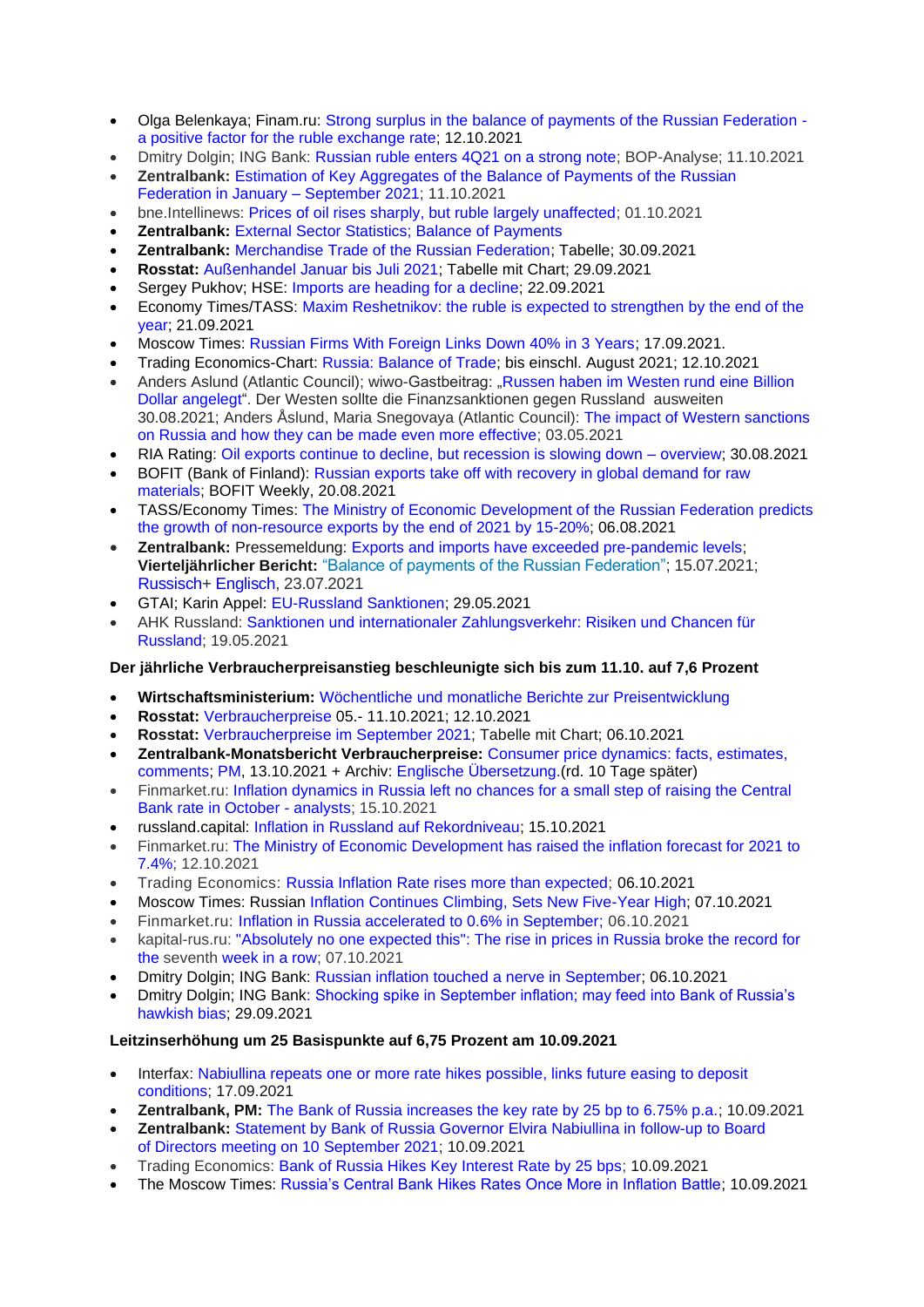- Olga Belenkaya; Finam.ru: Strong surplus in the balance of payments of the Russian Federation - a positive factor for the ruble exchange rate; 12.10.2021
- Dmitry Dolgin; ING Bank: Russian ruble enters 4Q21 on a strong note; BOP-Analyse; 11.10.2021
- **Zentralbank:** Estimation of Key Aggregates of the Balance of Payments of the Russian Federation in January – September 2021; 11.10.2021
- bne.Intellinews: Prices of oil rises sharply, but ruble largely unaffected; 01.10.2021
- **Zentralbank:** External Sector Statistics; Balance of Payments
- **Zentralbank:** Merchandise Trade of the Russian Federation; Tabelle; 30.09.2021
- **Rosstat:** Außenhandel Januar bis Juli 2021; Tabelle mit Chart; 29.09.2021
- Sergey Pukhov; HSE: Imports are heading for a decline; 22.09.2021
- Economy Times/TASS: Maxim Reshetnikov: the ruble is expected to strengthen by the end of the year; 21.09.2021
- Moscow Times: Russian Firms With Foreign Links Down 40% in 3 Years; 17.09.2021.
- Trading Economics-Chart: Russia: Balance of Trade; bis einschl. August 2021; 12.10.2021
- Anders Aslund (Atlantic Council); wiwo-Gastbeitrag: „Russen haben im Westen rund eine Billion Dollar angelegt". Der Westen sollte die Finanzsanktionen gegen Russland ausweiten 30.08.2021; Anders Åslund, Maria Snegovaya (Atlantic Council): The impact of Western sanctions on Russia and how they can be made even more effective; 03.05.2021
- RIA Rating: Oil exports continue to decline, but recession is slowing down – overview; 30.08.2021
- BOFIT (Bank of Finland): Russian exports take off with recovery in global demand for raw materials; BOFIT Weekly, 20.08.2021
- TASS/Economy Times: The Ministry of Economic Development of the Russian Federation predicts the growth of non-resource exports by the end of 2021 by 15-20%; 06.08.2021
- **Zentralbank:** Pressemeldung: Exports and imports have exceeded pre-pandemic levels; **Vierteljährlicher Bericht:** "Balance of payments of the Russian Federation"; 15.07.2021; Russisch+ Englisch, 23.07.2021
- GTAI; Karin Appel: EU-Russland Sanktionen; 29.05.2021
- AHK Russland: Sanktionen und internationaler Zahlungsverkehr: Risiken und Chancen für Russland; 19.05.2021

**Der jährliche Verbraucherpreisanstieg beschleunigte sich bis zum 11.10. auf 7,6 Prozent**

- **Wirtschaftsministerium:** Wöchentliche und monatliche Berichte zur Preisentwicklung
- **Rosstat:** Verbraucherpreise 05.- 11.10.2021; 12.10.2021
- **Rosstat:** Verbraucherpreise im September 2021; Tabelle mit Chart; 06.10.2021
- **Zentralbank-Monatsbericht Verbraucherpreise:** Consumer price dynamics: facts, estimates, comments; PM, 13.10.2021 + Archiv: Englische Übersetzung.(rd. 10 Tage später)
- Finmarket.ru: Inflation dynamics in Russia left no chances for a small step of raising the Central Bank rate in October - analysts; 15.10.2021
- russland.capital: Inflation in Russland auf Rekordniveau; 15.10.2021
- Finmarket.ru: The Ministry of Economic Development has raised the inflation forecast for 2021 to 7.4%; 12.10.2021
- Trading Economics: Russia Inflation Rate rises more than expected; 06.10.2021
- Moscow Times: Russian Inflation Continues Climbing, Sets New Five-Year High; 07.10.2021
- Finmarket.ru: Inflation in Russia accelerated to 0.6% in September; 06.10.2021
- kapital-rus.ru: "Absolutely no one expected this": The rise in prices in Russia broke the record for the seventh week in a row; 07.10.2021
- Dmitry Dolgin; ING Bank: Russian inflation touched a nerve in September; 06.10.2021
- Dmitry Dolgin; ING Bank: Shocking spike in September inflation; may feed into Bank of Russia's hawkish bias; 29.09.2021

**Leitzinserhöhung um 25 Basispunkte auf 6,75 Prozent am 10.09.2021**

- Interfax: Nabiullina repeats one or more rate hikes possible, links future easing to deposit conditions; 17.09.2021
- **Zentralbank, PM:** The Bank of Russia increases the key rate by 25 bp to 6.75% p.a.; 10.09.2021
- **Zentralbank:** Statement by Bank of Russia Governor Elvira Nabiullina in follow-up to Board of Directors meeting on 10 September 2021; 10.09.2021
- Trading Economics: Bank of Russia Hikes Key Interest Rate by 25 bps; 10.09.2021
- The Moscow Times: Russia's Central Bank Hikes Rates Once More in Inflation Battle; 10.09.2021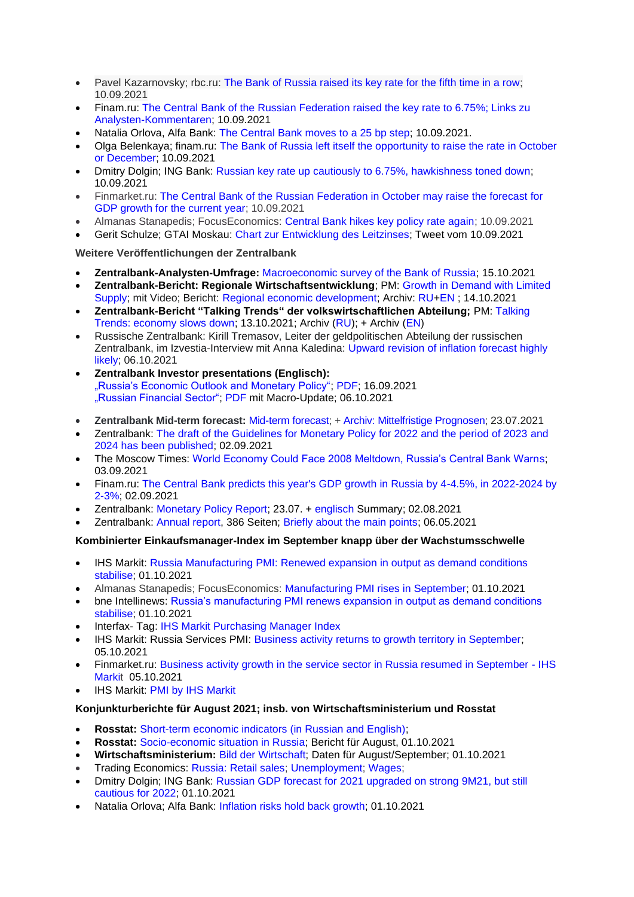- Pavel Kazarnovsky; rbc.ru: The Bank of Russia raised its key rate for the fifth time in a row; 10.09.2021
- Finam.ru: The Central Bank of the Russian Federation raised the key rate to 6.75%; Links zu Analysten-Kommentaren; 10.09.2021
- Natalia Orlova, Alfa Bank: The Central Bank moves to a 25 bp step; 10.09.2021.
- Olga Belenkaya; finam.ru: The Bank of Russia left itself the opportunity to raise the rate in October or December; 10.09.2021
- Dmitry Dolgin; ING Bank: Russian key rate up cautiously to 6.75%, hawkishness toned down; 10.09.2021
- Finmarket.ru: The Central Bank of the Russian Federation in October may raise the forecast for GDP growth for the current year; 10.09.2021
- Almanas Stanapedis; FocusEconomics: Central Bank hikes key policy rate again; 10.09.2021
- Gerit Schulze; GTAI Moskau: Chart zur Entwicklung des Leitzinses; Tweet vom 10.09.2021

**Weitere Veröffentlichungen der Zentralbank**

- **Zentralbank-Analysten-Umfrage:** Macroeconomic survey of the Bank of Russia; 15.10.2021
- **Zentralbank-Bericht: Regionale Wirtschaftsentwicklung**; PM: Growth in Demand with Limited Supply; mit Video; Bericht: Regional economic development; Archiv: RU+EN ; 14.10.2021
- **Zentralbank-Bericht "Talking Trends" der volkswirtschaftlichen Abteilung;** PM: Talking Trends: economy slows down; 13.10.2021; Archiv (RU); + Archiv (EN)
- Russische Zentralbank: Kirill Tremasov, Leiter der geldpolitischen Abteilung der russischen Zentralbank, im Izvestia-Interview mit Anna Kaledina: Upward revision of inflation forecast highly likely; 06.10.2021
- **Zentralbank Investor presentations (Englisch):**
  „Russia's Economic Outlook and Monetary Policy"; PDF; 16.09.2021
  „Russian Financial Sector"; PDF mit Macro-Update; 06.10.2021
- **Zentralbank Mid-term forecast:** Mid-term forecast; + Archiv: Mittelfristige Prognosen; 23.07.2021
- Zentralbank: The draft of the Guidelines for Monetary Policy for 2022 and the period of 2023 and 2024 has been published; 02.09.2021
- The Moscow Times: World Economy Could Face 2008 Meltdown, Russia's Central Bank Warns; 03.09.2021
- Finam.ru: The Central Bank predicts this year's GDP growth in Russia by 4-4.5%, in 2022-2024 by 2-3%; 02.09.2021
- Zentralbank: Monetary Policy Report; 23.07. + englisch Summary; 02.08.2021
- Zentralbank: Annual report, 386 Seiten; Briefly about the main points; 06.05.2021

**Kombinierter Einkaufsmanager-Index im September knapp über der Wachstumsschwelle**

- IHS Markit: Russia Manufacturing PMI: Renewed expansion in output as demand conditions stabilise; 01.10.2021
- Almanas Stanapedis; FocusEconomics: Manufacturing PMI rises in September; 01.10.2021
- bne Intellinews: Russia's manufacturing PMI renews expansion in output as demand conditions stabilise; 01.10.2021
- Interfax- Tag: IHS Markit Purchasing Manager Index
- IHS Markit: Russia Services PMI: Business activity returns to growth territory in September; 05.10.2021
- Finmarket.ru: Business activity growth in the service sector in Russia resumed in September - IHS Markit 05.10.2021
- IHS Markit: PMI by IHS Markit

**Konjunkturberichte für August 2021; insb. von Wirtschaftsministerium und Rosstat**

- **Rosstat:** Short-term economic indicators (in Russian and English);
- **Rosstat:** Socio-economic situation in Russia; Bericht für August, 01.10.2021
- **Wirtschaftsministerium:** Bild der Wirtschaft; Daten für August/September; 01.10.2021
- Trading Economics: Russia: Retail sales; Unemployment; Wages;
- Dmitry Dolgin; ING Bank: Russian GDP forecast for 2021 upgraded on strong 9M21, but still cautious for 2022; 01.10.2021
- Natalia Orlova; Alfa Bank: Inflation risks hold back growth; 01.10.2021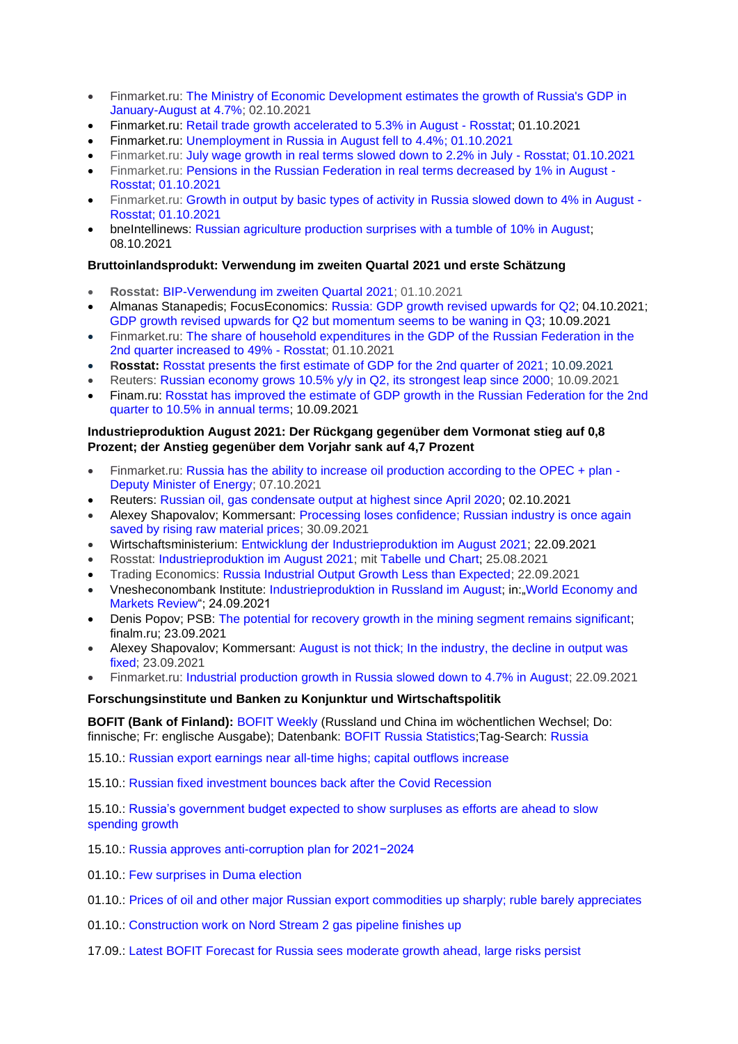- Finmarket.ru: The Ministry of Economic Development estimates the growth of Russia's GDP in January-August at 4.7%; 02.10.2021
- Finmarket.ru: Retail trade growth accelerated to 5.3% in August - Rosstat; 01.10.2021
- Finmarket.ru: Unemployment in Russia in August fell to 4.4%; 01.10.2021
- Finmarket.ru: July wage growth in real terms slowed down to 2.2% in July - Rosstat; 01.10.2021
- Finmarket.ru: Pensions in the Russian Federation in real terms decreased by 1% in August - Rosstat; 01.10.2021
- Finmarket.ru: Growth in output by basic types of activity in Russia slowed down to 4% in August - Rosstat; 01.10.2021
- bneIntellinews: Russian agriculture production surprises with a tumble of 10% in August; 08.10.2021

**Bruttoinlandsprodukt: Verwendung im zweiten Quartal 2021 und erste Schätzung**

- **Rosstat:** BIP-Verwendung im zweiten Quartal 2021; 01.10.2021
- Almanas Stanapedis; FocusEconomics: Russia: GDP growth revised upwards for Q2; 04.10.2021; GDP growth revised upwards for Q2 but momentum seems to be waning in Q3; 10.09.2021
- Finmarket.ru: The share of household expenditures in the GDP of the Russian Federation in the 2nd quarter increased to 49% - Rosstat; 01.10.2021
- **Rosstat:** Rosstat presents the first estimate of GDP for the 2nd quarter of 2021; 10.09.2021
- Reuters: Russian economy grows 10.5% y/y in Q2, its strongest leap since 2000; 10.09.2021
- Finam.ru: Rosstat has improved the estimate of GDP growth in the Russian Federation for the 2nd quarter to 10.5% in annual terms; 10.09.2021

**Industrieproduktion August 2021: Der Rückgang gegenüber dem Vormonat stieg auf 0,8 Prozent; der Anstieg gegenüber dem Vorjahr sank auf 4,7 Prozent**

- Finmarket.ru: Russia has the ability to increase oil production according to the OPEC + plan - Deputy Minister of Energy; 07.10.2021
- Reuters: Russian oil, gas condensate output at highest since April 2020; 02.10.2021
- Alexey Shapovalov; Kommersant: Processing loses confidence; Russian industry is once again saved by rising raw material prices; 30.09.2021
- Wirtschaftsministerium: Entwicklung der Industrieproduktion im August 2021; 22.09.2021
- Rosstat: Industrieproduktion im August 2021; mit Tabelle und Chart; 25.08.2021
- Trading Economics: Russia Industrial Output Growth Less than Expected; 22.09.2021
- Vnesheconombank Institute: Industrieproduktion in Russland im August; in:„World Economy and Markets Review"; 24.09.2021
- Denis Popov; PSB: The potential for recovery growth in the mining segment remains significant; finalm.ru; 23.09.2021
- Alexey Shapovalov; Kommersant: August is not thick; In the industry, the decline in output was fixed; 23.09.2021
- Finmarket.ru: Industrial production growth in Russia slowed down to 4.7% in August; 22.09.2021

**Forschungsinstitute und Banken zu Konjunktur und Wirtschaftspolitik**

**BOFIT (Bank of Finland):** BOFIT Weekly (Russland und China im wöchentlichen Wechsel; Do: finnische; Fr: englische Ausgabe); Datenbank: BOFIT Russia Statistics;Tag-Search: Russia

15.10.: Russian export earnings near all-time highs; capital outflows increase

15.10.: Russian fixed investment bounces back after the Covid Recession

15.10.: Russia's government budget expected to show surpluses as efforts are ahead to slow spending growth

15.10.: Russia approves anti-corruption plan for 2021−2024

01.10.: Few surprises in Duma election

01.10.: Prices of oil and other major Russian export commodities up sharply; ruble barely appreciates

01.10.: Construction work on Nord Stream 2 gas pipeline finishes up

17.09.: Latest BOFIT Forecast for Russia sees moderate growth ahead, large risks persist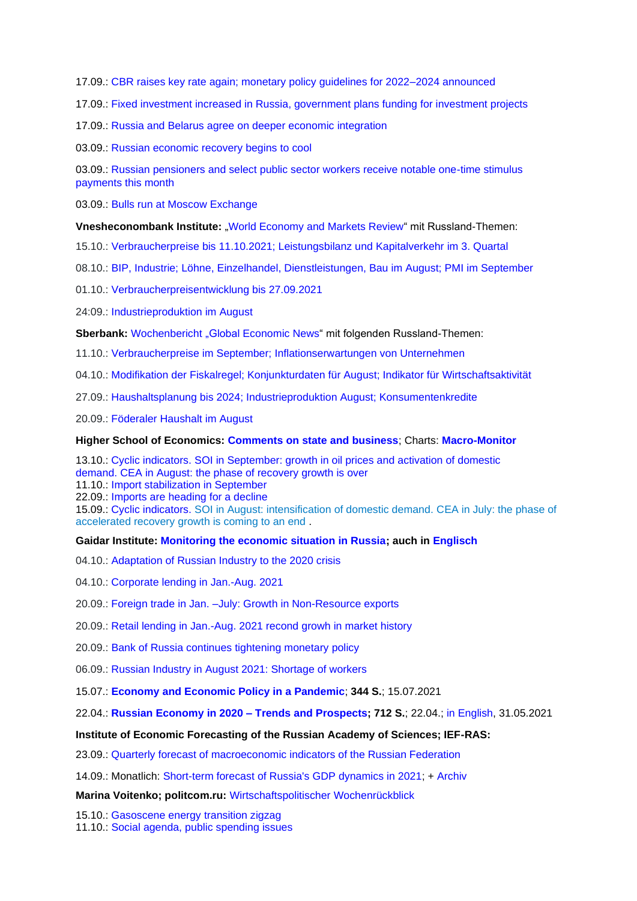17.09.: CBR raises key rate again; monetary policy guidelines for 2022–2024 announced

17.09.: Fixed investment increased in Russia, government plans funding for investment projects

17.09.: Russia and Belarus agree on deeper economic integration

03.09.: Russian economic recovery begins to cool

03.09.: Russian pensioners and select public sector workers receive notable one-time stimulus payments this month

03.09.: Bulls run at Moscow Exchange

**Vnesheconombank Institute:** „World Economy and Markets Review" mit Russland-Themen:

15.10.: Verbraucherpreise bis 11.10.2021; Leistungsbilanz und Kapitalverkehr im 3. Quartal

08.10.: BIP, Industrie; Löhne, Einzelhandel, Dienstleistungen, Bau im August; PMI im September

01.10.: Verbraucherpreisentwicklung bis 27.09.2021

24:09.: Industrieproduktion im August

**Sberbank:** Wochenbericht „Global Economic News" mit folgenden Russland-Themen:

11.10.: Verbraucherpreise im September; Inflationserwartungen von Unternehmen

04.10.: Modifikation der Fiskalregel; Konjunkturdaten für August; Indikator für Wirtschaftsaktivität

27.09.: Haushaltsplanung bis 2024; Industrieproduktion August; Konsumentenkredite

20.09.: Föderaler Haushalt im August

**Higher School of Economics: Comments on state and business**; Charts: **Macro-Monitor**

13.10.: Cyclic indicators. SOI in September: growth in oil prices and activation of domestic demand. CEA in August: the phase of recovery growth is over
11.10.: Import stabilization in September
22.09.: Imports are heading for a decline
15.09.: Cyclic indicators. SOI in August: intensification of domestic demand. CEA in July: the phase of accelerated recovery growth is coming to an end .

**Gaidar Institute: Monitoring the economic situation in Russia; auch in Englisch**

04.10.: Adaptation of Russian Industry to the 2020 crisis

04.10.: Corporate lending in Jan.-Aug. 2021

20.09.: Foreign trade in Jan. –July: Growth in Non-Resource exports

20.09.: Retail lending in Jan.-Aug. 2021 recond growth in market history

20.09.: Bank of Russia continues tightening monetary policy

06.09.: Russian Industry in August 2021: Shortage of workers

15.07.: **Economy and Economic Policy in a Pandemic**; **344 S.**; 15.07.2021

22.04.: **Russian Economy in 2020 – Trends and Prospects; 712 S.**; 22.04.; in English, 31.05.2021

**Institute of Economic Forecasting of the Russian Academy of Sciences; IEF-RAS:**

23.09.: Quarterly forecast of macroeconomic indicators of the Russian Federation

14.09.: Monatlich: Short-term forecast of Russia's GDP dynamics in 2021; + Archiv

**Marina Voitenko; politcom.ru:** Wirtschaftspolitischer Wochenrückblick

15.10.: Gasoscene energy transition zigzag
11.10.: Social agenda, public spending issues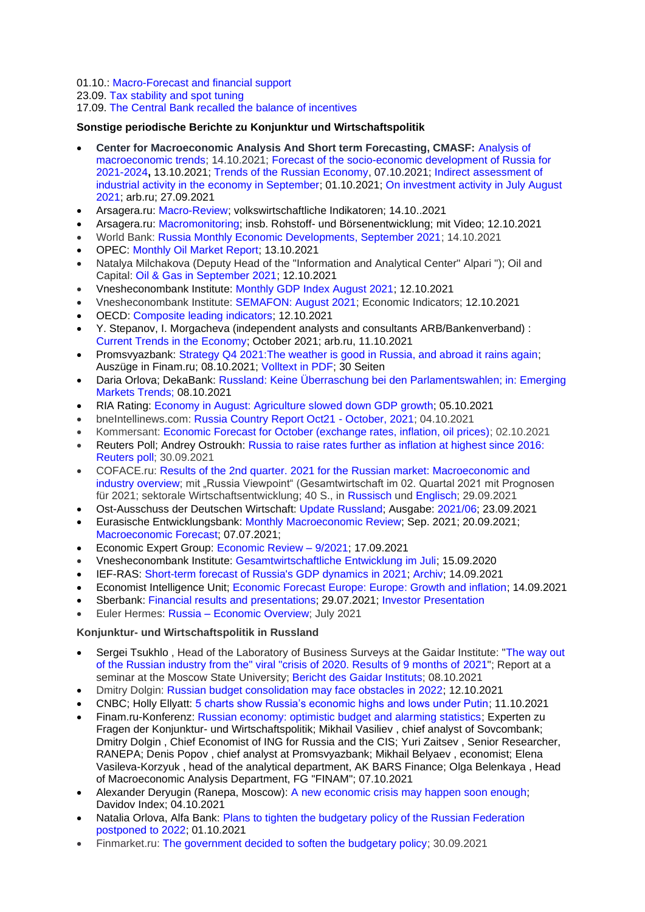01.10.: Macro-Forecast and financial support
23.09. Tax stability and spot tuning
17.09. The Central Bank recalled the balance of incentives

**Sonstige periodische Berichte zu Konjunktur und Wirtschaftspolitik**

- **Center for Macroeconomic Analysis And Short term Forecasting, CMASF:** Analysis of macroeconomic trends; 14.10.2021; Forecast of the socio-economic development of Russia for 2021-2024**,** 13.10.2021; Trends of the Russian Economy, 07.10.2021; Indirect assessment of industrial activity in the economy in September; 01.10.2021; On investment activity in July August 2021; arb.ru; 27.09.2021
- Arsagera.ru: Macro-Review; volkswirtschaftliche Indikatoren; 14.10..2021
- Arsagera.ru: Macromonitoring; insb. Rohstoff- und Börsenentwicklung; mit Video; 12.10.2021
- World Bank: Russia Monthly Economic Developments, September 2021; 14.10.2021
- OPEC: Monthly Oil Market Report; 13.10.2021
- Natalya Milchakova (Deputy Head of the "Information and Analytical Center" Alpari "); Oil and Capital: Oil & Gas in September 2021; 12.10.2021
- Vnesheconombank Institute: Monthly GDP Index August 2021; 12.10.2021
- Vnesheconombank Institute: SEMAFON: August 2021; Economic Indicators; 12.10.2021
- OECD: Composite leading indicators; 12.10.2021
- Y. Stepanov, I. Morgacheva (independent analysts and consultants ARB/Bankenverband) : Current Trends in the Economy; October 2021; arb.ru, 11.10.2021
- Promsvyazbank: Strategy Q4 2021:The weather is good in Russia, and abroad it rains again; Auszüge in Finam.ru; 08.10.2021; Volltext in PDF; 30 Seiten
- Daria Orlova; DekaBank: Russland: Keine Überraschung bei den Parlamentswahlen; in: Emerging Markets Trends; 08.10.2021
- RIA Rating: Economy in August: Agriculture slowed down GDP growth; 05.10.2021
- bneIntellinews.com: Russia Country Report Oct21 - October, 2021; 04.10.2021
- Kommersant: Economic Forecast for October (exchange rates, inflation, oil prices); 02.10.2021
- Reuters Poll; Andrey Ostroukh: Russia to raise rates further as inflation at highest since 2016: Reuters poll; 30.09.2021
- COFACE.ru: Results of the 2nd quarter. 2021 for the Russian market: Macroeconomic and industry overview; mit „Russia Viewpoint" (Gesamtwirtschaft im 02. Quartal 2021 mit Prognosen für 2021; sektorale Wirtschaftsentwicklung; 40 S., in Russisch und Englisch; 29.09.2021
- Ost-Ausschuss der Deutschen Wirtschaft: Update Russland; Ausgabe: 2021/06; 23.09.2021
- Eurasische Entwicklungsbank: Monthly Macroeconomic Review; Sep. 2021; 20.09.2021; Macroeconomic Forecast; 07.07.2021;
- Economic Expert Group: Economic Review – 9/2021; 17.09.2021
- Vnesheconombank Institute: Gesamtwirtschaftliche Entwicklung im Juli; 15.09.2020
- IEF-RAS: Short-term forecast of Russia's GDP dynamics in 2021; Archiv; 14.09.2021
- Economist Intelligence Unit; Economic Forecast Europe: Europe: Growth and inflation; 14.09.2021
- Sberbank: Financial results and presentations; 29.07.2021; Investor Presentation
- Euler Hermes: Russia – Economic Overview; July 2021

**Konjunktur- und Wirtschaftspolitik in Russland**

- Sergei Tsukhlo , Head of the Laboratory of Business Surveys at the Gaidar Institute: "The way out of the Russian industry from the" viral "crisis of 2020. Results of 9 months of 2021"; Report at a seminar at the Moscow State University; Bericht des Gaidar Instituts; 08.10.2021
- Dmitry Dolgin: Russian budget consolidation may face obstacles in 2022; 12.10.2021
- CNBC; Holly Ellyatt: 5 charts show Russia's economic highs and lows under Putin; 11.10.2021
- Finam.ru-Konferenz: Russian economy: optimistic budget and alarming statistics; Experten zu Fragen der Konjunktur- und Wirtschaftspolitik; Mikhail Vasiliev , chief analyst of Sovcombank; Dmitry Dolgin , Chief Economist of ING for Russia and the CIS; Yuri Zaitsev , Senior Researcher, RANEPA; Denis Popov , chief analyst at Promsvyazbank; Mikhail Belyaev , economist; Elena Vasileva-Korzyuk , head of the analytical department, AK BARS Finance; Olga Belenkaya , Head of Macroeconomic Analysis Department, FG "FINAM"; 07.10.2021
- Alexander Deryugin (Ranepa, Moscow): A new economic crisis may happen soon enough; Davidov Index; 04.10.2021
- Natalia Orlova, Alfa Bank: Plans to tighten the budgetary policy of the Russian Federation postponed to 2022; 01.10.2021
- Finmarket.ru: The government decided to soften the budgetary policy; 30.09.2021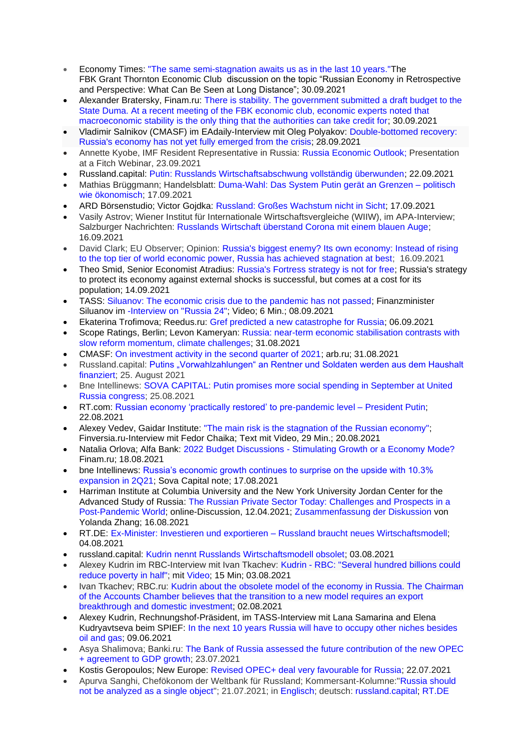- Economy Times: "The same semi-stagnation awaits us as in the last 10 years."The FBK Grant Thornton Economic Club discussion on the topic “Russian Economy in Retrospective and Perspective: What Can Be Seen at Long Distance”; 30.09.2021
- Alexander Bratersky, Finam.ru: There is stability. The government submitted a draft budget to the State Duma. At a recent meeting of the FBK economic club, economic experts noted that macroeconomic stability is the only thing that the authorities can take credit for; 30.09.2021
- Vladimir Salnikov (CMASF) im EAdaily-Interview mit Oleg Polyakov: Double-bottomed recovery: Russia's economy has not yet fully emerged from the crisis; 28.09.2021
- Annette Kyobe, IMF Resident Representative in Russia: Russia Economic Outlook; Presentation at a Fitch Webinar, 23.09.2021
- Russland.capital: Putin: Russlands Wirtschaftsabschwung vollständig überwunden; 22.09.2021
- Mathias Brüggmann; Handelsblatt: Duma-Wahl: Das System Putin gerät an Grenzen – politisch wie ökonomisch; 17.09.2021
- ARD Börsenstudio; Victor Gojdka: Russland: Großes Wachstum nicht in Sicht; 17.09.2021
- Vasily Astrov; Wiener Institut für Internationale Wirtschaftsvergleiche (WIIW), im APA-Interview; Salzburger Nachrichten: Russlands Wirtschaft überstand Corona mit einem blauen Auge; 16.09.2021
- David Clark; EU Observer; Opinion: Russia's biggest enemy? Its own economy: Instead of rising to the top tier of world economic power, Russia has achieved stagnation at best; 16.09.2021
- Theo Smid, Senior Economist Atradius: Russia's Fortress strategy is not for free; Russia's strategy to protect its economy against external shocks is successful, but comes at a cost for its population; 14.09.2021
- TASS: Siluanov: The economic crisis due to the pandemic has not passed; Finanzminister Siluanov im -Interview on "Russia 24"; Video; 6 Min.; 08.09.2021
- Ekaterina Trofimova; Reedus.ru: Gref predicted a new catastrophe for Russia; 06.09.2021
- Scope Ratings, Berlin; Levon Kameryan: Russia: near-term economic stabilisation contrasts with slow reform momentum, climate challenges; 31.08.2021
- CMASF: On investment activity in the second quarter of 2021; arb.ru; 31.08.2021
- Russland.capital: Putins „Vorwahlzahlungen“ an Rentner und Soldaten werden aus dem Haushalt finanziert; 25. August 2021
- Bne Intellinews: SOVA CAPITAL: Putin promises more social spending in September at United Russia congress; 25.08.2021
- RT.com: Russian economy ‘practically restored’ to pre-pandemic level – President Putin; 22.08.2021
- Alexey Vedev, Gaidar Institute: "The main risk is the stagnation of the Russian economy"; Finversia.ru-Interview mit Fedor Chaika; Text mit Video, 29 Min.; 20.08.2021
- Natalia Orlova; Alfa Bank: 2022 Budget Discussions - Stimulating Growth or a Economy Mode? Finam.ru; 18.08.2021
- bne Intellinews: Russia’s economic growth continues to surprise on the upside with 10.3% expansion in 2Q21; Sova Capital note; 17.08.2021
- Harriman Institute at Columbia University and the New York University Jordan Center for the Advanced Study of Russia: The Russian Private Sector Today: Challenges and Prospects in a Post-Pandemic World; online-Discussion, 12.04.2021; Zusammenfassung der Diskussion von Yolanda Zhang; 16.08.2021
- RT.DE: Ex-Minister: Investieren und exportieren – Russland braucht neues Wirtschaftsmodell; 04.08.2021
- russland.capital: Kudrin nennt Russlands Wirtschaftsmodell obsolet; 03.08.2021
- Alexey Kudrin im RBC-Interview mit Ivan Tkachev: Kudrin - RBC: "Several hundred billions could reduce poverty in half"; mit Video; 15 Min; 03.08.2021
- Ivan Tkachev; RBC.ru: Kudrin about the obsolete model of the economy in Russia. The Chairman of the Accounts Chamber believes that the transition to a new model requires an export breakthrough and domestic investment; 02.08.2021
- Alexey Kudrin, Rechnungshof-Präsident, im TASS-Interview mit Lana Samarina and Elena Kudryavtseva beim SPIEF: In the next 10 years Russia will have to occupy other niches besides oil and gas; 09.06.2021
- Asya Shalimova; Banki.ru: The Bank of Russia assessed the future contribution of the new OPEC + agreement to GDP growth; 23.07.2021
- Kostis Geropoulos; New Europe: Revised OPEC+ deal very favourable for Russia; 22.07.2021
- Apurva Sanghi, Chefökonom der Weltbank für Russland; Kommersant-Kolumne:"Russia should not be analyzed as a single object"; 21.07.2021; in Englisch; deutsch: russland.capital; RT.DE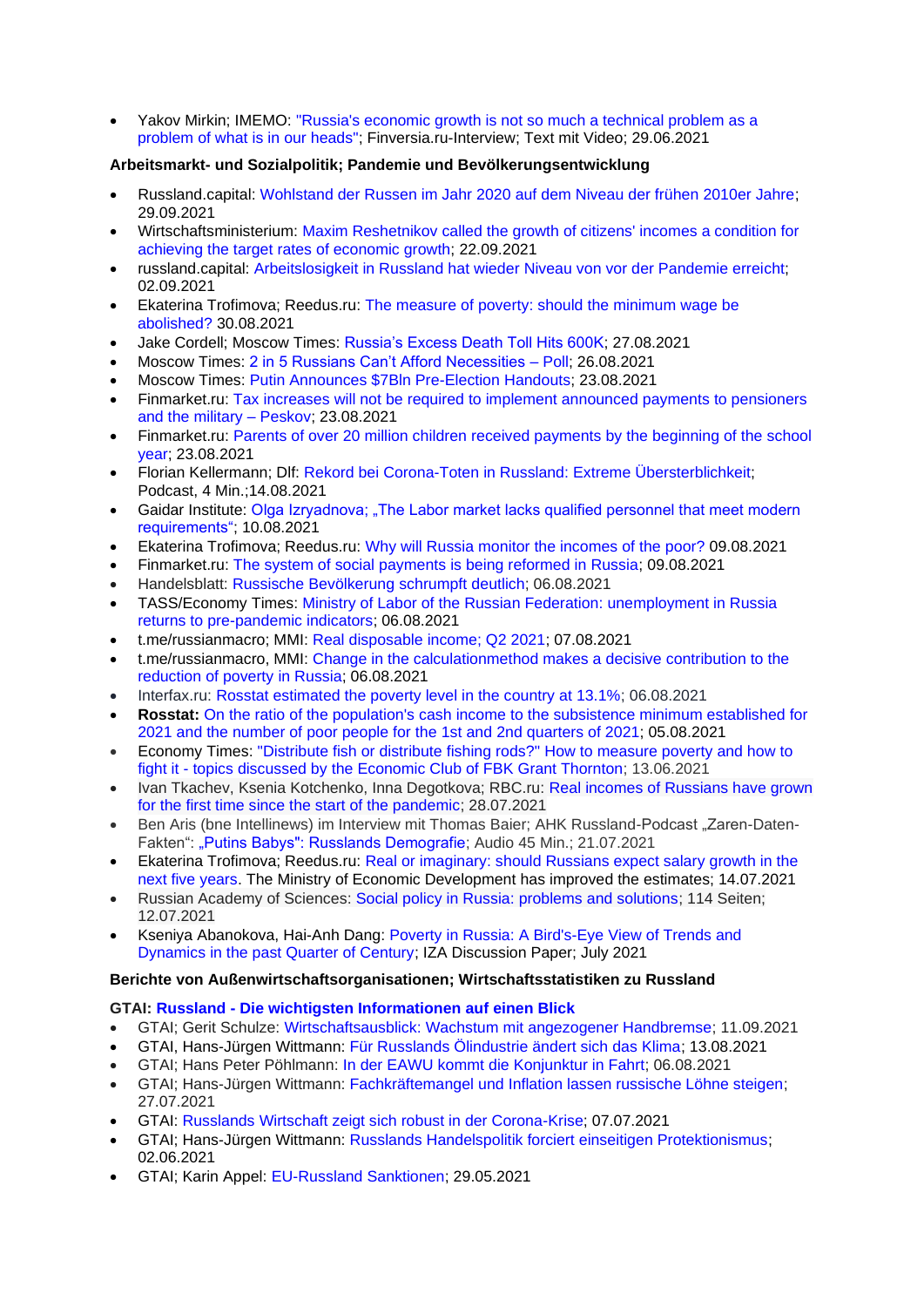- Yakov Mirkin; IMEMO: "Russia's economic growth is not so much a technical problem as a problem of what is in our heads"; Finversia.ru-Interview; Text mit Video; 29.06.2021

**Arbeitsmarkt- und Sozialpolitik; Pandemie und Bevölkerungsentwicklung**

- Russland.capital: Wohlstand der Russen im Jahr 2020 auf dem Niveau der frühen 2010er Jahre; 29.09.2021
- Wirtschaftsministerium: Maxim Reshetnikov called the growth of citizens' incomes a condition for achieving the target rates of economic growth; 22.09.2021
- russland.capital: Arbeitslosigkeit in Russland hat wieder Niveau von vor der Pandemie erreicht; 02.09.2021
- Ekaterina Trofimova; Reedus.ru: The measure of poverty: should the minimum wage be abolished? 30.08.2021
- Jake Cordell; Moscow Times: Russia's Excess Death Toll Hits 600K; 27.08.2021
- Moscow Times: 2 in 5 Russians Can't Afford Necessities – Poll; 26.08.2021
- Moscow Times: Putin Announces $7Bln Pre-Election Handouts; 23.08.2021
- Finmarket.ru: Tax increases will not be required to implement announced payments to pensioners and the military – Peskov; 23.08.2021
- Finmarket.ru: Parents of over 20 million children received payments by the beginning of the school year; 23.08.2021
- Florian Kellermann; Dlf: Rekord bei Corona-Toten in Russland: Extreme Übersterblichkeit; Podcast, 4 Min.;14.08.2021
- Gaidar Institute: Olga Izryadnova; „The Labor market lacks qualified personnel that meet modern requirements"; 10.08.2021
- Ekaterina Trofimova; Reedus.ru: Why will Russia monitor the incomes of the poor? 09.08.2021
- Finmarket.ru: The system of social payments is being reformed in Russia; 09.08.2021
- Handelsblatt: Russische Bevölkerung schrumpft deutlich; 06.08.2021
- TASS/Economy Times: Ministry of Labor of the Russian Federation: unemployment in Russia returns to pre-pandemic indicators; 06.08.2021
- t.me/russianmacro; MMI: Real disposable income; Q2 2021; 07.08.2021
- t.me/russianmacro, MMI: Change in the calculationmethod makes a decisive contribution to the reduction of poverty in Russia; 06.08.2021
- Interfax.ru: Rosstat estimated the poverty level in the country at 13.1%; 06.08.2021
- **Rosstat:** On the ratio of the population's cash income to the subsistence minimum established for 2021 and the number of poor people for the 1st and 2nd quarters of 2021; 05.08.2021
- Economy Times: "Distribute fish or distribute fishing rods?" How to measure poverty and how to fight it - topics discussed by the Economic Club of FBK Grant Thornton; 13.06.2021
- Ivan Tkachev, Ksenia Kotchenko, Inna Degotkova; RBC.ru: Real incomes of Russians have grown for the first time since the start of the pandemic; 28.07.2021
- Ben Aris (bne Intellinews) im Interview mit Thomas Baier; AHK Russland-Podcast „Zaren-Daten-Fakten": „Putins Babys": Russlands Demografie; Audio 45 Min.; 21.07.2021
- Ekaterina Trofimova; Reedus.ru: Real or imaginary: should Russians expect salary growth in the next five years. The Ministry of Economic Development has improved the estimates; 14.07.2021
- Russian Academy of Sciences: Social policy in Russia: problems and solutions; 114 Seiten; 12.07.2021
- Kseniya Abanokova, Hai-Anh Dang: Poverty in Russia: A Bird's-Eye View of Trends and Dynamics in the past Quarter of Century; IZA Discussion Paper; July 2021

**Berichte von Außenwirtschaftsorganisationen; Wirtschaftsstatistiken zu Russland**

**GTAI: Russland - Die wichtigsten Informationen auf einen Blick**

- GTAI; Gerit Schulze: Wirtschaftsausblick: Wachstum mit angezogener Handbremse; 11.09.2021
- GTAI, Hans-Jürgen Wittmann: Für Russlands Ölindustrie ändert sich das Klima; 13.08.2021
- GTAI; Hans Peter Pöhlmann: In der EAWU kommt die Konjunktur in Fahrt; 06.08.2021
- GTAI; Hans-Jürgen Wittmann: Fachkräftemangel und Inflation lassen russische Löhne steigen; 27.07.2021
- GTAI: Russlands Wirtschaft zeigt sich robust in der Corona-Krise; 07.07.2021
- GTAI; Hans-Jürgen Wittmann: Russlands Handelspolitik forciert einseitigen Protektionismus; 02.06.2021
- GTAI; Karin Appel: EU-Russland Sanktionen; 29.05.2021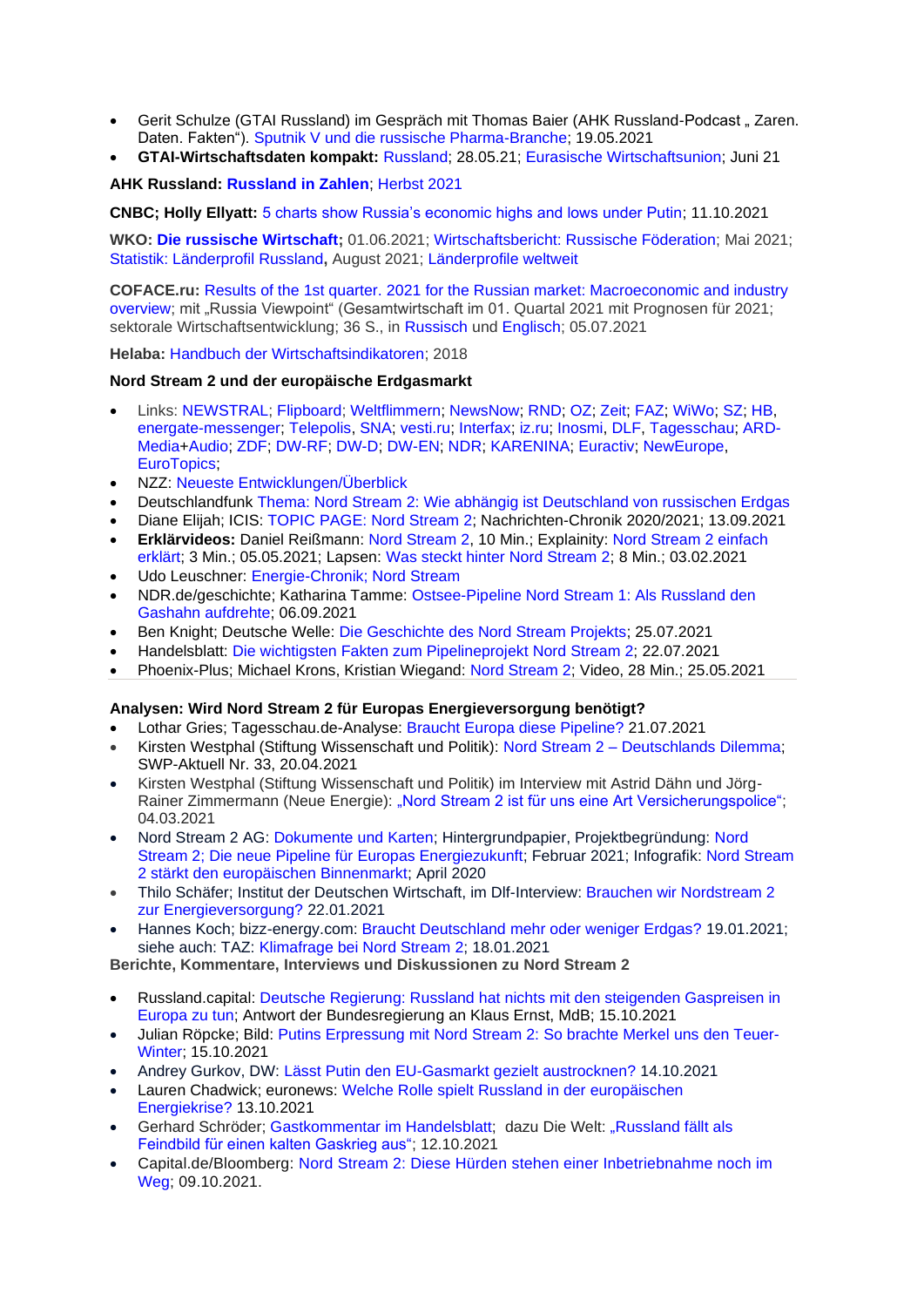- Gerit Schulze (GTAI Russland) im Gespräch mit Thomas Baier (AHK Russland-Podcast „ Zaren. Daten. Fakten"). Sputnik V und die russische Pharma-Branche; 19.05.2021
- **GTAI-Wirtschaftsdaten kompakt:** Russland; 28.05.21; Eurasische Wirtschaftsunion; Juni 21

**AHK Russland: Russland in Zahlen**; Herbst 2021

**CNBC; Holly Ellyatt:** 5 charts show Russia's economic highs and lows under Putin; 11.10.2021

**WKO: Die russische Wirtschaft;** 01.06.2021; Wirtschaftsbericht: Russische Föderation; Mai 2021; Statistik: Länderprofil Russland**,** August 2021; Länderprofile weltweit

**COFACE.ru:** Results of the 1st quarter. 2021 for the Russian market: Macroeconomic and industry overview; mit „Russia Viewpoint" (Gesamtwirtschaft im 01. Quartal 2021 mit Prognosen für 2021; sektorale Wirtschaftsentwicklung; 36 S., in Russisch und Englisch; 05.07.2021

**Helaba:** Handbuch der Wirtschaftsindikatoren; 2018

**Nord Stream 2 und der europäische Erdgasmarkt**

- Links: NEWSTRAL; Flipboard; Weltflimmern; NewsNow; RND; OZ; Zeit; FAZ; WiWo; SZ; HB, energate-messenger; Telepolis, SNA; vesti.ru; Interfax; iz.ru; Inosmi, DLF, Tagesschau; ARD-Media+Audio; ZDF; DW-RF; DW-D; DW-EN; NDR; KARENINA; Euractiv; NewEurope, EuroTopics;
- NZZ: Neueste Entwicklungen/Überblick
- Deutschlandfunk Thema: Nord Stream 2: Wie abhängig ist Deutschland von russischen Erdgas
- Diane Elijah; ICIS: TOPIC PAGE: Nord Stream 2; Nachrichten-Chronik 2020/2021; 13.09.2021
- **Erklärvideos:** Daniel Reißmann: Nord Stream 2, 10 Min.; Explainity: Nord Stream 2 einfach erklärt; 3 Min.; 05.05.2021; Lapsen: Was steckt hinter Nord Stream 2; 8 Min.; 03.02.2021
- Udo Leuschner: Energie-Chronik; Nord Stream
- NDR.de/geschichte; Katharina Tamme: Ostsee-Pipeline Nord Stream 1: Als Russland den Gashahn aufdrehte; 06.09.2021
- Ben Knight; Deutsche Welle: Die Geschichte des Nord Stream Projekts; 25.07.2021
- Handelsblatt: Die wichtigsten Fakten zum Pipelineprojekt Nord Stream 2; 22.07.2021
- Phoenix-Plus; Michael Krons, Kristian Wiegand: Nord Stream 2; Video, 28 Min.; 25.05.2021

**Analysen: Wird Nord Stream 2 für Europas Energieversorgung benötigt?**

- Lothar Gries; Tagesschau.de-Analyse: Braucht Europa diese Pipeline? 21.07.2021
- Kirsten Westphal (Stiftung Wissenschaft und Politik): Nord Stream 2 – Deutschlands Dilemma; SWP-Aktuell Nr. 33, 20.04.2021
- Kirsten Westphal (Stiftung Wissenschaft und Politik) im Interview mit Astrid Dähn und Jörg-Rainer Zimmermann (Neue Energie): „Nord Stream 2 ist für uns eine Art Versicherungspolice"; 04.03.2021
- Nord Stream 2 AG: Dokumente und Karten; Hintergrundpapier, Projektbegründung: Nord Stream 2; Die neue Pipeline für Europas Energiezukunft; Februar 2021; Infografik: Nord Stream 2 stärkt den europäischen Binnenmarkt; April 2020
- Thilo Schäfer; Institut der Deutschen Wirtschaft, im Dlf-Interview: Brauchen wir Nordstream 2 zur Energieversorgung? 22.01.2021
- Hannes Koch; bizz-energy.com: Braucht Deutschland mehr oder weniger Erdgas? 19.01.2021; siehe auch: TAZ: Klimafrage bei Nord Stream 2; 18.01.2021

**Berichte, Kommentare, Interviews und Diskussionen zu Nord Stream 2**

- Russland.capital: Deutsche Regierung: Russland hat nichts mit den steigenden Gaspreisen in Europa zu tun; Antwort der Bundesregierung an Klaus Ernst, MdB; 15.10.2021
- Julian Röpcke; Bild: Putins Erpressung mit Nord Stream 2: So brachte Merkel uns den Teuer-Winter; 15.10.2021
- Andrey Gurkov, DW: Lässt Putin den EU-Gasmarkt gezielt austrocknen? 14.10.2021
- Lauren Chadwick; euronews: Welche Rolle spielt Russland in der europäischen Energiekrise? 13.10.2021
- Gerhard Schröder; Gastkommentar im Handelsblatt; dazu Die Welt: „Russland fällt als Feindbild für einen kalten Gaskrieg aus"; 12.10.2021
- Capital.de/Bloomberg: Nord Stream 2: Diese Hürden stehen einer Inbetriebnahme noch im Weg; 09.10.2021.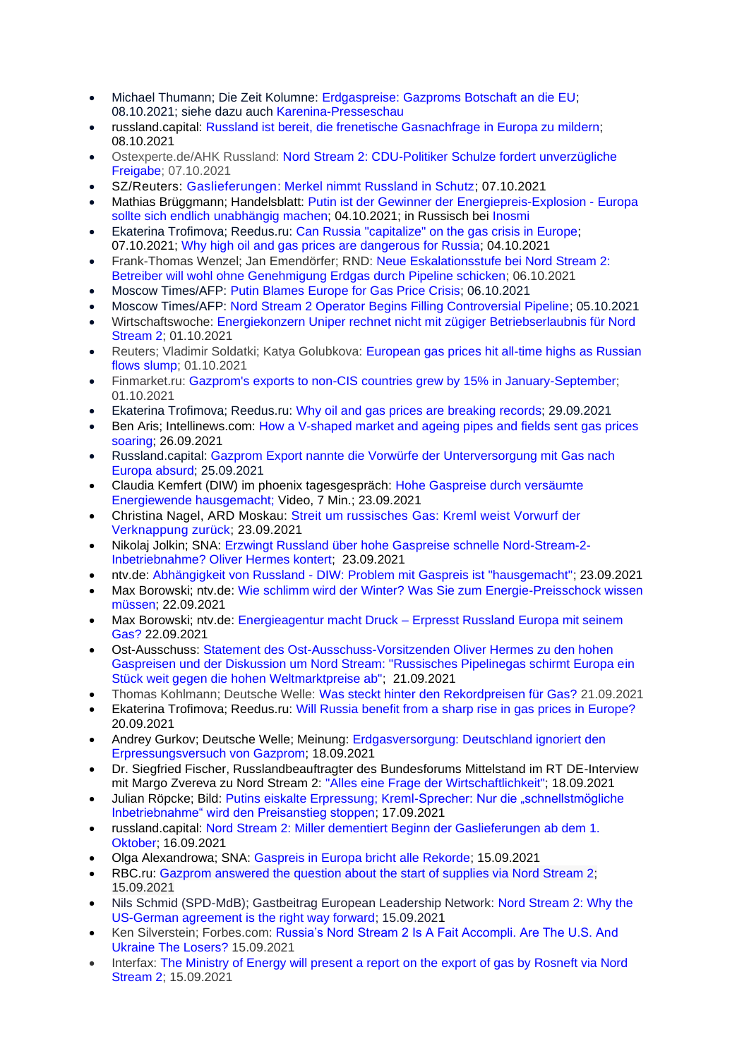- Michael Thumann; Die Zeit Kolumne: Erdgaspreise: Gazproms Botschaft an die EU; 08.10.2021; siehe dazu auch Karenina-Presseschau
- russland.capital: Russland ist bereit, die frenetische Gasnachfrage in Europa zu mildern; 08.10.2021
- Ostexperte.de/AHK Russland: Nord Stream 2: CDU-Politiker Schulze fordert unverzügliche Freigabe; 07.10.2021
- SZ/Reuters: Gaslieferungen: Merkel nimmt Russland in Schutz; 07.10.2021
- Mathias Brüggmann; Handelsblatt: Putin ist der Gewinner der Energiepreis-Explosion - Europa sollte sich endlich unabhängig machen; 04.10.2021; in Russisch bei Inosmi
- Ekaterina Trofimova; Reedus.ru: Can Russia "capitalize" on the gas crisis in Europe; 07.10.2021; Why high oil and gas prices are dangerous for Russia; 04.10.2021
- Frank-Thomas Wenzel; Jan Emendörfer; RND: Neue Eskalationsstufe bei Nord Stream 2: Betreiber will wohl ohne Genehmigung Erdgas durch Pipeline schicken; 06.10.2021
- Moscow Times/AFP: Putin Blames Europe for Gas Price Crisis; 06.10.2021
- Moscow Times/AFP: Nord Stream 2 Operator Begins Filling Controversial Pipeline; 05.10.2021
- Wirtschaftswoche: Energiekonzern Uniper rechnet nicht mit zügiger Betriebserlaubnis für Nord Stream 2; 01.10.2021
- Reuters; Vladimir Soldatki; Katya Golubkova: European gas prices hit all-time highs as Russian flows slump; 01.10.2021
- Finmarket.ru: Gazprom's exports to non-CIS countries grew by 15% in January-September; 01.10.2021
- Ekaterina Trofimova; Reedus.ru: Why oil and gas prices are breaking records; 29.09.2021
- Ben Aris; Intellinews.com: How a V-shaped market and ageing pipes and fields sent gas prices soaring; 26.09.2021
- Russland.capital: Gazprom Export nannte die Vorwürfe der Unterversorgung mit Gas nach Europa absurd; 25.09.2021
- Claudia Kemfert (DIW) im phoenix tagesgespräch: Hohe Gaspreise durch versäumte Energiewende hausgemacht; Video, 7 Min.; 23.09.2021
- Christina Nagel, ARD Moskau: Streit um russisches Gas: Kreml weist Vorwurf der Verknappung zurück; 23.09.2021
- Nikolaj Jolkin; SNA: Erzwingt Russland über hohe Gaspreise schnelle Nord-Stream-2-Inbetriebnahme? Oliver Hermes kontert; 23.09.2021
- ntv.de: Abhängigkeit von Russland - DIW: Problem mit Gaspreis ist "hausgemacht"; 23.09.2021
- Max Borowski; ntv.de: Wie schlimm wird der Winter? Was Sie zum Energie-Preisschock wissen müssen; 22.09.2021
- Max Borowski; ntv.de: Energieagentur macht Druck – Erpresst Russland Europa mit seinem Gas? 22.09.2021
- Ost-Ausschuss: Statement des Ost-Ausschuss-Vorsitzenden Oliver Hermes zu den hohen Gaspreisen und der Diskussion um Nord Stream: "Russisches Pipelinegas schirmt Europa ein Stück weit gegen die hohen Weltmarktpreise ab"; 21.09.2021
- Thomas Kohlmann; Deutsche Welle: Was steckt hinter den Rekordpreisen für Gas? 21.09.2021
- Ekaterina Trofimova; Reedus.ru: Will Russia benefit from a sharp rise in gas prices in Europe? 20.09.2021
- Andrey Gurkov; Deutsche Welle; Meinung: Erdgasversorgung: Deutschland ignoriert den Erpressungsversuch von Gazprom; 18.09.2021
- Dr. Siegfried Fischer, Russlandbeauftragter des Bundesforums Mittelstand im RT DE-Interview mit Margo Zvereva zu Nord Stream 2: "Alles eine Frage der Wirtschaftlichkeit"; 18.09.2021
- Julian Röpcke; Bild: Putins eiskalte Erpressung; Kreml-Sprecher: Nur die „schnellstmögliche Inbetriebnahme" wird den Preisanstieg stoppen; 17.09.2021
- russland.capital: Nord Stream 2: Miller dementiert Beginn der Gaslieferungen ab dem 1. Oktober; 16.09.2021
- Olga Alexandrowa; SNA: Gaspreis in Europa bricht alle Rekorde; 15.09.2021
- RBC.ru: Gazprom answered the question about the start of supplies via Nord Stream 2; 15.09.2021
- Nils Schmid (SPD-MdB); Gastbeitrag European Leadership Network: Nord Stream 2: Why the US-German agreement is the right way forward; 15.09.2021
- Ken Silverstein; Forbes.com: Russia's Nord Stream 2 Is A Fait Accompli. Are The U.S. And Ukraine The Losers? 15.09.2021
- Interfax: The Ministry of Energy will present a report on the export of gas by Rosneft via Nord Stream 2; 15.09.2021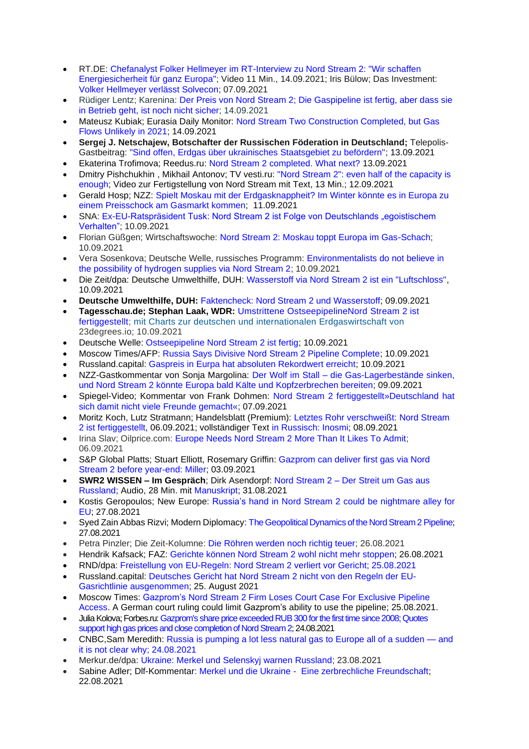- RT.DE: Chefanalyst Folker Hellmeyer im RT-Interview zu Nord Stream 2: "Wir schaffen Energiesicherheit für ganz Europa"; Video 11 Min., 14.09.2021; Iris Bülow; Das Investment: Volker Hellmeyer verlässt Solvecon; 07.09.2021
- Rüdiger Lentz; Karenina: Der Preis von Nord Stream 2; Die Gaspipeline ist fertig, aber dass sie in Betrieb geht, ist noch nicht sicher; 14.09.2021
- Mateusz Kubiak; Eurasia Daily Monitor: Nord Stream Two Construction Completed, but Gas Flows Unlikely in 2021; 14.09.2021
- **Sergej J. Netschajew, Botschafter der Russischen Föderation in Deutschland;** Telepolis-Gastbeitrag: "Sind offen, Erdgas über ukrainisches Staatsgebiet zu befördern"; 13.09.2021
- Ekaterina Trofimova; Reedus.ru: Nord Stream 2 completed. What next? 13.09.2021
- Dmitry Pishchukhin , Mikhail Antonov; TV vesti.ru: "Nord Stream 2": even half of the capacity is enough; Video zur Fertigstellung von Nord Stream mit Text, 13 Min.; 12.09.2021
- Gerald Hosp; NZZ: Spielt Moskau mit der Erdgasknappheit? Im Winter könnte es in Europa zu einem Preisschock am Gasmarkt kommen; 11.09.2021
- SNA: Ex-EU-Ratspräsident Tusk: Nord Stream 2 ist Folge von Deutschlands „egoistischem Verhalten"; 10.09.2021
- Florian Güßgen; Wirtschaftswoche: Nord Stream 2: Moskau toppt Europa im Gas-Schach; 10.09.2021
- Vera Sosenkova; Deutsche Welle, russisches Programm: Environmentalists do not believe in the possibility of hydrogen supplies via Nord Stream 2; 10.09.2021
- Die Zeit/dpa: Deutsche Umwelthilfe, DUH: Wasserstoff via Nord Stream 2 ist ein "Luftschloss", 10.09.2021
- **Deutsche Umwelthilfe, DUH:** Faktencheck: Nord Stream 2 und Wasserstoff; 09.09.2021
- **Tagesschau.de; Stephan Laak, WDR:** Umstrittene OstseepipelineNord Stream 2 ist fertiggestellt; mit Charts zur deutschen und internationalen Erdgaswirtschaft von 23degrees.io; 10.09.2021
- Deutsche Welle: Ostseepipeline Nord Stream 2 ist fertig; 10.09.2021
- Moscow Times/AFP: Russia Says Divisive Nord Stream 2 Pipeline Complete; 10.09.2021
- Russland.capital: Gaspreis in Eurpa hat absoluten Rekordwert erreicht; 10.09.2021
- NZZ-Gastkommentar von Sonja Margolina: Der Wolf im Stall – die Gas-Lagerbestände sinken, und Nord Stream 2 könnte Europa bald Kälte und Kopfzerbrechen bereiten; 09.09.2021
- Spiegel-Video; Kommentar von Frank Dohmen: Nord Stream 2 fertiggestellt»Deutschland hat sich damit nicht viele Freunde gemacht«; 07.09.2021
- Moritz Koch, Lutz Stratmann; Handelsblatt (Premium): Letztes Rohr verschweißt: Nord Stream 2 ist fertiggestellt, 06.09.2021; vollständiger Text in Russisch: Inosmi; 08.09.2021
- Irina Slav; Oilprice.com: Europe Needs Nord Stream 2 More Than It Likes To Admit; 06.09.2021
- S&P Global Platts; Stuart Elliott, Rosemary Griffin: Gazprom can deliver first gas via Nord Stream 2 before year-end: Miller; 03.09.2021
- **SWR2 WISSEN – Im Gespräch**; Dirk Asendorpf: Nord Stream 2 – Der Streit um Gas aus Russland; Audio, 28 Min. mit Manuskript; 31.08.2021
- Kostis Geropoulos; New Europe: Russia's hand in Nord Stream 2 could be nightmare alley for EU; 27.08.2021
- Syed Zain Abbas Rizvi; Modern Diplomacy: The Geopolitical Dynamics of the Nord Stream 2 Pipeline; 27.08.2021
- Petra Pinzler; Die Zeit-Kolumne: Die Röhren werden noch richtig teuer; 26.08.2021
- Hendrik Kafsack; FAZ: Gerichte können Nord Stream 2 wohl nicht mehr stoppen; 26.08.2021
- RND/dpa: Freistellung von EU-Regeln: Nord Stream 2 verliert vor Gericht; 25.08.2021
- Russland.capital: Deutsches Gericht hat Nord Stream 2 nicht von den Regeln der EU-Gasrichtlinie ausgenommen; 25. August 2021
- Moscow Times: Gazprom's Nord Stream 2 Firm Loses Court Case For Exclusive Pipeline Access. A German court ruling could limit Gazprom's ability to use the pipeline; 25.08.2021.
- Julia Kolova; Forbes.ru: Gazprom's share price exceeded RUB 300 for the first time since 2008; Quotes support high gas prices and close completion of Nord Stream 2; 24.08.2021
- CNBC,Sam Meredith: Russia is pumping a lot less natural gas to Europe all of a sudden — and it is not clear why; 24.08.2021
- Merkur.de/dpa: Ukraine: Merkel und Selenskyj warnen Russland; 23.08.2021
- Sabine Adler; Dlf-Kommentar: Merkel und die Ukraine - Eine zerbrechliche Freundschaft; 22.08.2021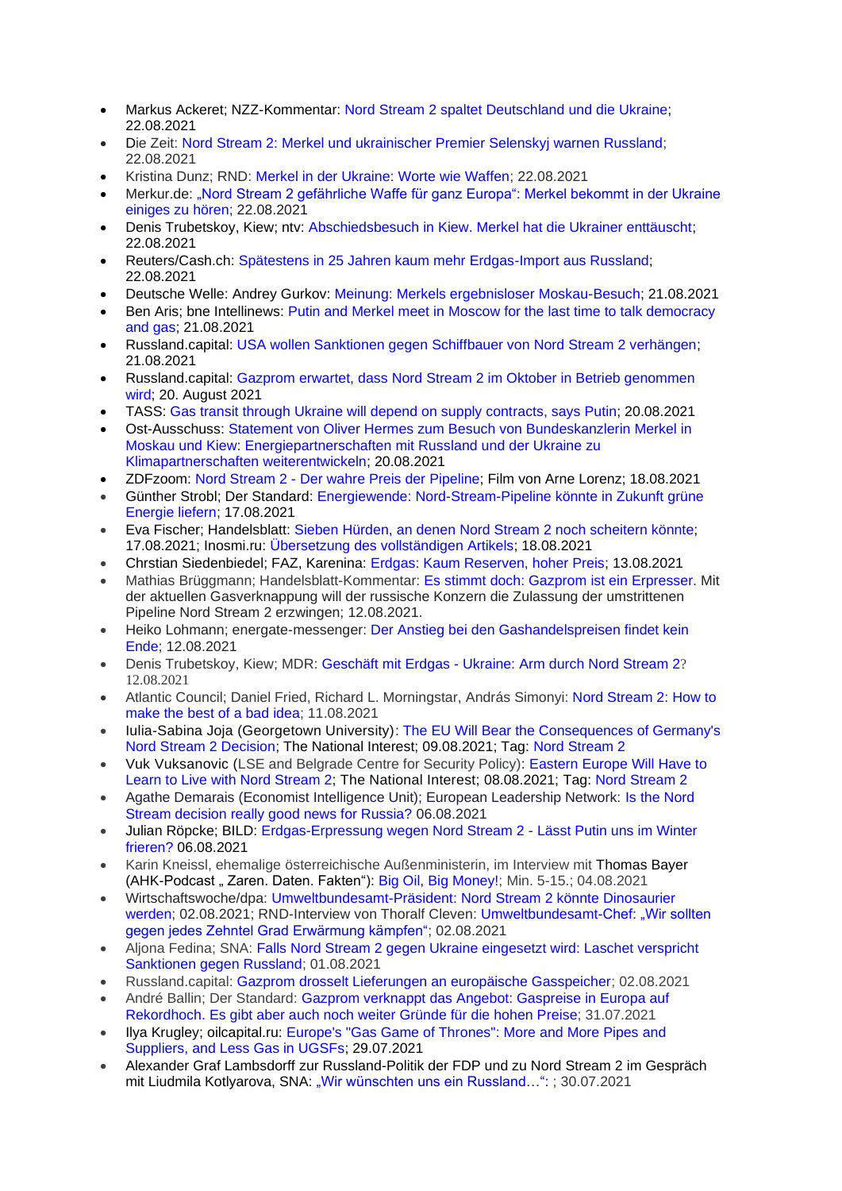- Markus Ackeret; NZZ-Kommentar: Nord Stream 2 spaltet Deutschland und die Ukraine; 22.08.2021
- Die Zeit: Nord Stream 2: Merkel und ukrainischer Premier Selenskyj warnen Russland; 22.08.2021
- Kristina Dunz; RND: Merkel in der Ukraine: Worte wie Waffen; 22.08.2021
- Merkur.de: „Nord Stream 2 gefährliche Waffe für ganz Europa“: Merkel bekommt in der Ukraine einiges zu hören; 22.08.2021
- Denis Trubetskoy, Kiew; ntv: Abschiedsbesuch in Kiew. Merkel hat die Ukrainer enttäuscht; 22.08.2021
- Reuters/Cash.ch: Spätestens in 25 Jahren kaum mehr Erdgas-Import aus Russland; 22.08.2021
- Deutsche Welle: Andrey Gurkov: Meinung: Merkels ergebnisloser Moskau-Besuch; 21.08.2021
- Ben Aris; bne Intellinews: Putin and Merkel meet in Moscow for the last time to talk democracy and gas; 21.08.2021
- Russland.capital: USA wollen Sanktionen gegen Schiffbauer von Nord Stream 2 verhängen; 21.08.2021
- Russland.capital: Gazprom erwartet, dass Nord Stream 2 im Oktober in Betrieb genommen wird; 20. August 2021
- TASS: Gas transit through Ukraine will depend on supply contracts, says Putin; 20.08.2021
- Ost-Ausschuss: Statement von Oliver Hermes zum Besuch von Bundeskanzlerin Merkel in Moskau und Kiew: Energiepartnerschaften mit Russland und der Ukraine zu Klimapartnerschaften weiterentwickeln; 20.08.2021
- ZDFzoom: Nord Stream 2 - Der wahre Preis der Pipeline; Film von Arne Lorenz; 18.08.2021
- Günther Strobl; Der Standard: Energiewende: Nord-Stream-Pipeline könnte in Zukunft grüne Energie liefern; 17.08.2021
- Eva Fischer; Handelsblatt: Sieben Hürden, an denen Nord Stream 2 noch scheitern könnte; 17.08.2021; Inosmi.ru: Übersetzung des vollständigen Artikels; 18.08.2021
- Chrstian Siedenbiedel; FAZ, Karenina: Erdgas: Kaum Reserven, hoher Preis; 13.08.2021
- Mathias Brüggmann; Handelsblatt-Kommentar: Es stimmt doch: Gazprom ist ein Erpresser. Mit der aktuellen Gasverknappung will der russische Konzern die Zulassung der umstrittenen Pipeline Nord Stream 2 erzwingen; 12.08.2021.
- Heiko Lohmann; energate-messenger: Der Anstieg bei den Gashandelspreisen findet kein Ende; 12.08.2021
- Denis Trubetskoy, Kiew; MDR: Geschäft mit Erdgas - Ukraine: Arm durch Nord Stream 2? 12.08.2021
- Atlantic Council; Daniel Fried, Richard L. Morningstar, András Simonyi: Nord Stream 2: How to make the best of a bad idea; 11.08.2021
- Iulia-Sabina Joja (Georgetown University): The EU Will Bear the Consequences of Germany's Nord Stream 2 Decision; The National Interest; 09.08.2021; Tag: Nord Stream 2
- Vuk Vuksanovic (LSE and Belgrade Centre for Security Policy): Eastern Europe Will Have to Learn to Live with Nord Stream 2; The National Interest; 08.08.2021; Tag: Nord Stream 2
- Agathe Demarais (Economist Intelligence Unit); European Leadership Network: Is the Nord Stream decision really good news for Russia? 06.08.2021
- Julian Röpcke; BILD: Erdgas-Erpressung wegen Nord Stream 2 - Lässt Putin uns im Winter frieren? 06.08.2021
- Karin Kneissl, ehemalige österreichische Außenministerin, im Interview mit Thomas Bayer (AHK-Podcast „ Zaren. Daten. Fakten“): Big Oil, Big Money!; Min. 5-15.; 04.08.2021
- Wirtschaftswoche/dpa: Umweltbundesamt-Präsident: Nord Stream 2 könnte Dinosaurier werden; 02.08.2021; RND-Interview von Thoralf Cleven: Umweltbundesamt-Chef: „Wir sollten gegen jedes Zehntel Grad Erwärmung kämpfen“; 02.08.2021
- Aljona Fedina; SNA: Falls Nord Stream 2 gegen Ukraine eingesetzt wird: Laschet verspricht Sanktionen gegen Russland; 01.08.2021
- Russland.capital: Gazprom drosselt Lieferungen an europäische Gasspeicher; 02.08.2021
- André Ballin; Der Standard: Gazprom verknappt das Angebot: Gaspreise in Europa auf Rekordhoch. Es gibt aber auch noch weiter Gründe für die hohen Preise; 31.07.2021
- Ilya Krugley; oilcapital.ru: Europe's "Gas Game of Thrones": More and More Pipes and Suppliers, and Less Gas in UGSFs; 29.07.2021
- Alexander Graf Lambsdorff zur Russland-Politik der FDP und zu Nord Stream 2 im Gespräch mit Liudmila Kotlyarova, SNA: „Wir wünschten uns ein Russland…“: ; 30.07.2021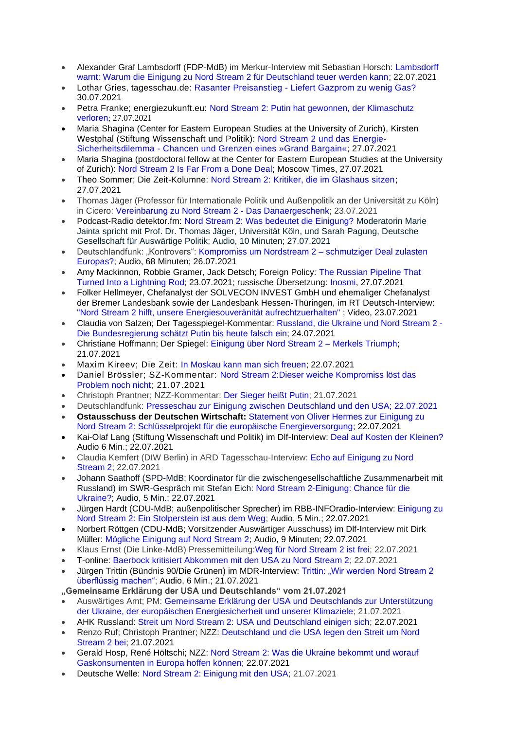- Alexander Graf Lambsdorff (FDP-MdB) im Merkur-Interview mit Sebastian Horsch: Lambsdorff warnt: Warum die Einigung zu Nord Stream 2 für Deutschland teuer werden kann; 22.07.2021
- Lothar Gries, tagesschau.de: Rasanter Preisanstieg - Liefert Gazprom zu wenig Gas? 30.07.2021
- Petra Franke; energiezukunft.eu: Nord Stream 2: Putin hat gewonnen, der Klimaschutz verloren; 27.07.2021
- Maria Shagina (Center for Eastern European Studies at the University of Zurich), Kirsten Westphal (Stiftung Wissenschaft und Politik): Nord Stream 2 und das Energie-Sicherheitsdilemma - Chancen und Grenzen eines »Grand Bargain«; 27.07.2021
- Maria Shagina (postdoctoral fellow at the Center for Eastern European Studies at the University of Zurich): Nord Stream 2 Is Far From a Done Deal; Moscow Times, 27.07.2021
- Theo Sommer; Die Zeit-Kolumne: Nord Stream 2: Kritiker, die im Glashaus sitzen; 27.07.2021
- Thomas Jäger (Professor für Internationale Politik und Außenpolitik an der Universität zu Köln) in Cicero: Vereinbarung zu Nord Stream 2 - Das Danaergeschenk; 23.07.2021
- Podcast-Radio detektor.fm: Nord Stream 2: Was bedeutet die Einigung? Moderatorin Marie Jainta spricht mit Prof. Dr. Thomas Jäger, Universität Köln, und Sarah Pagung, Deutsche Gesellschaft für Auswärtige Politik; Audio, 10 Minuten; 27.07.2021
- Deutschlandfunk: „Kontrovers“: Kompromiss um Nordstream 2 – schmutziger Deal zulasten Europas?; Audio, 68 Minuten; 26.07.2021
- Amy Mackinnon, Robbie Gramer, Jack Detsch; Foreign Policy*:* The Russian Pipeline That Turned Into a Lightning Rod; 23.07.2021; russische Übersetzung: Inosmi, 27.07.2021
- Folker Hellmeyer, Chefanalyst der SOLVECON INVEST GmbH und ehemaliger Chefanalyst der Bremer Landesbank sowie der Landesbank Hessen-Thüringen, im RT Deutsch-Interview: "Nord Stream 2 hilft, unsere Energiesouveränität aufrechtzuerhalten" ; Video, 23.07.2021
- Claudia von Salzen; Der Tagesspiegel-Kommentar: Russland, die Ukraine und Nord Stream 2 - Die Bundesregierung schätzt Putin bis heute falsch ein; 24.07.2021
- Christiane Hoffmann; Der Spiegel: Einigung über Nord Stream 2 – Merkels Triumph; 21.07.2021
- Maxim Kireev; Die Zeit: In Moskau kann man sich freuen; 22.07.2021
- Daniel Brössler; SZ-Kommentar: Nord Stream 2:Dieser weiche Kompromiss löst das Problem noch nicht; 21.07.2021
- Christoph Prantner; NZZ-Kommentar: Der Sieger heißt Putin; 21.07.2021
- Deutschlandfunk: Presseschau zur Einigung zwischen Deutschland und den USA; 22.07.2021
- **Ostausschuss der Deutschen Wirtschaft:** Statement von Oliver Hermes zur Einigung zu Nord Stream 2: Schlüsselprojekt für die europäische Energieversorgung; 22.07.2021
- Kai-Olaf Lang (Stiftung Wissenschaft und Politik) im Dlf-Interview: Deal auf Kosten der Kleinen? Audio 6 Min.; 22.07.2021
- Claudia Kemfert (DIW Berlin) in ARD Tagesschau-Interview: Echo auf Einigung zu Nord Stream 2; 22.07.2021
- Johann Saathoff (SPD-MdB; Koordinator für die zwischengesellschaftliche Zusammenarbeit mit Russland) im SWR-Gespräch mit Stefan Eich: Nord Stream 2-Einigung: Chance für die Ukraine?; Audio, 5 Min.; 22.07.2021
- Jürgen Hardt (CDU-MdB; außenpolitischer Sprecher) im RBB-INFOradio-Interview: Einigung zu Nord Stream 2: Ein Stolperstein ist aus dem Weg; Audio, 5 Min.; 22.07.2021
- Norbert Röttgen (CDU-MdB; Vorsitzender Auswärtiger Ausschuss) im Dlf-Interview mit Dirk Müller: Mögliche Einigung auf Nord Stream 2; Audio, 9 Minuten; 22.07.2021
- Klaus Ernst (Die Linke-MdB) Pressemitteilung:Weg für Nord Stream 2 ist frei; 22.07.2021
- T-online: Baerbock kritisiert Abkommen mit den USA zu Nord Stream 2; 22.07.2021
- Jürgen Trittin (Bündnis 90/Die Grünen) im MDR-Interview: Trittin: „Wir werden Nord Stream 2 überflüssig machen“; Audio, 6 Min.; 21.07.2021

**„Gemeinsame Erklärung der USA und Deutschlands“ vom 21.07.2021**

- Auswärtiges Amt; PM: Gemeinsame Erklärung der USA und Deutschlands zur Unterstützung der Ukraine, der europäischen Energiesicherheit und unserer Klimaziele; 21.07.2021
- AHK Russland: Streit um Nord Stream 2: USA und Deutschland einigen sich; 22.07.2021
- Renzo Ruf; Christoph Prantner; NZZ: Deutschland und die USA legen den Streit um Nord Stream 2 bei; 21.07.2021
- Gerald Hosp, René Höltschi; NZZ: Nord Stream 2: Was die Ukraine bekommt und worauf Gaskonsumenten in Europa hoffen können; 22.07.2021
- Deutsche Welle: Nord Stream 2: Einigung mit den USA; 21.07.2021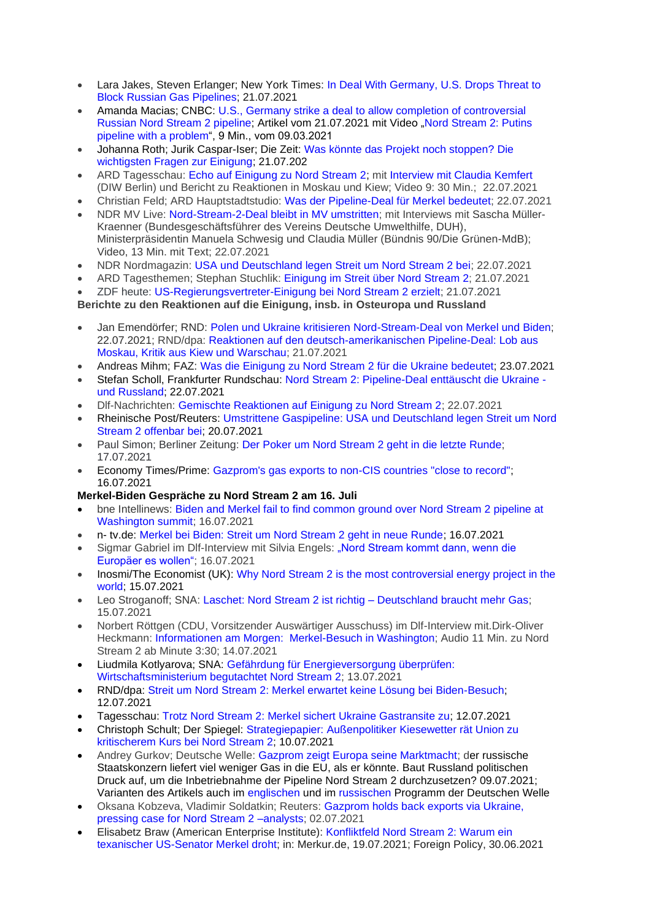- Lara Jakes, Steven Erlanger; New York Times: In Deal With Germany, U.S. Drops Threat to Block Russian Gas Pipelines; 21.07.2021
- Amanda Macias; CNBC: U.S., Germany strike a deal to allow completion of controversial Russian Nord Stream 2 pipeline; Artikel vom 21.07.2021 mit Video „Nord Stream 2: Putins pipeline with a problem", 9 Min., vom 09.03.2021
- Johanna Roth; Jurik Caspar-Iser; Die Zeit: Was könnte das Projekt noch stoppen? Die wichtigsten Fragen zur Einigung; 21.07.202
- ARD Tagesschau: Echo auf Einigung zu Nord Stream 2; mit Interview mit Claudia Kemfert (DIW Berlin) und Bericht zu Reaktionen in Moskau und Kiew; Video 9: 30 Min.; 22.07.2021
- Christian Feld; ARD Hauptstadtstudio: Was der Pipeline-Deal für Merkel bedeutet; 22.07.2021
- NDR MV Live: Nord-Stream-2-Deal bleibt in MV umstritten; mit Interviews mit Sascha Müller-Kraenner (Bundesgeschäftsführer des Vereins Deutsche Umwelthilfe, DUH), Ministerpräsidentin Manuela Schwesig und Claudia Müller (Bündnis 90/Die Grünen-MdB); Video, 13 Min. mit Text; 22.07.2021
- NDR Nordmagazin: USA und Deutschland legen Streit um Nord Stream 2 bei; 22.07.2021
- ARD Tagesthemen; Stephan Stuchlik: Einigung im Streit über Nord Stream 2; 21.07.2021
- ZDF heute: US-Regierungsvertreter-Einigung bei Nord Stream 2 erzielt; 21.07.2021

**Berichte zu den Reaktionen auf die Einigung, insb. in Osteuropa und Russland**

- Jan Emendörfer; RND: Polen und Ukraine kritisieren Nord-Stream-Deal von Merkel und Biden; 22.07.2021; RND/dpa: Reaktionen auf den deutsch-amerikanischen Pipeline-Deal: Lob aus Moskau, Kritik aus Kiew und Warschau; 21.07.2021
- Andreas Mihm; FAZ: Was die Einigung zu Nord Stream 2 für die Ukraine bedeutet; 23.07.2021
- Stefan Scholl, Frankfurter Rundschau: Nord Stream 2: Pipeline-Deal enttäuscht die Ukraine - und Russland; 22.07.2021
- Dlf-Nachrichten: Gemischte Reaktionen auf Einigung zu Nord Stream 2; 22.07.2021
- Rheinische Post/Reuters: Umstrittene Gaspipeline: USA und Deutschland legen Streit um Nord Stream 2 offenbar bei; 20.07.2021
- Paul Simon; Berliner Zeitung: Der Poker um Nord Stream 2 geht in die letzte Runde; 17.07.2021
- Economy Times/Prime: Gazprom's gas exports to non-CIS countries "close to record"; 16.07.2021

**Merkel-Biden Gespräche zu Nord Stream 2 am 16. Juli**

- bne Intellinews: Biden and Merkel fail to find common ground over Nord Stream 2 pipeline at Washington summit; 16.07.2021
- n- tv.de: Merkel bei Biden: Streit um Nord Stream 2 geht in neue Runde; 16.07.2021
- Sigmar Gabriel im Dlf-Interview mit Silvia Engels: „Nord Stream kommt dann, wenn die Europäer es wollen"; 16.07.2021
- Inosmi/The Economist (UK): Why Nord Stream 2 is the most controversial energy project in the world; 15.07.2021
- Leo Stroganoff; SNA: Laschet: Nord Stream 2 ist richtig – Deutschland braucht mehr Gas; 15.07.2021
- Norbert Röttgen (CDU, Vorsitzender Auswärtiger Ausschuss) im Dlf-Interview mit.Dirk-Oliver Heckmann: Informationen am Morgen: Merkel-Besuch in Washington; Audio 11 Min. zu Nord Stream 2 ab Minute 3:30; 14.07.2021
- Liudmila Kotlyarova; SNA: Gefährdung für Energieversorgung überprüfen: Wirtschaftsministerium begutachtet Nord Stream 2; 13.07.2021
- RND/dpa: Streit um Nord Stream 2: Merkel erwartet keine Lösung bei Biden-Besuch; 12.07.2021
- Tagesschau: Trotz Nord Stream 2: Merkel sichert Ukraine Gastransite zu; 12.07.2021
- Christoph Schult; Der Spiegel: Strategiepapier: Außenpolitiker Kiesewetter rät Union zu kritischerem Kurs bei Nord Stream 2; 10.07.2021
- Andrey Gurkov; Deutsche Welle: Gazprom zeigt Europa seine Marktmacht; der russische Staatskonzern liefert viel weniger Gas in die EU, als er könnte. Baut Russland politischen Druck auf, um die Inbetriebnahme der Pipeline Nord Stream 2 durchzusetzen? 09.07.2021; Varianten des Artikels auch im englischen und im russischen Programm der Deutschen Welle
- Oksana Kobzeva, Vladimir Soldatkin; Reuters: Gazprom holds back exports via Ukraine, pressing case for Nord Stream 2 –analysts; 02.07.2021
- Elisabetz Braw (American Enterprise Institute): Konfliktfeld Nord Stream 2: Warum ein texanischer US-Senator Merkel droht; in: Merkur.de, 19.07.2021; Foreign Policy, 30.06.2021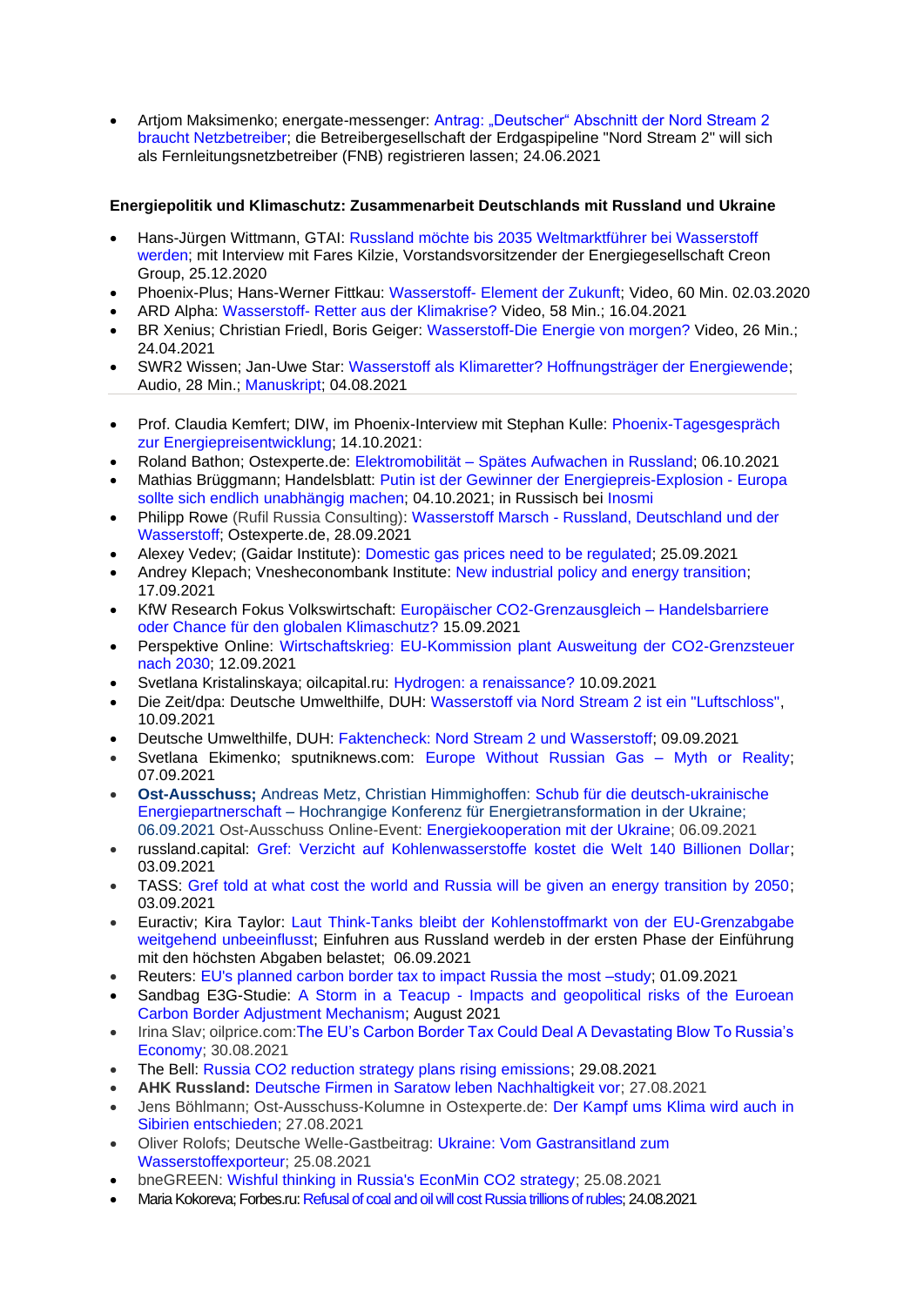- Artjom Maksimenko; energate-messenger: Antrag: „Deutscher“ Abschnitt der Nord Stream 2 braucht Netzbetreiber; die Betreibergesellschaft der Erdgaspipeline "Nord Stream 2" will sich als Fernleitungsnetzbetreiber (FNB) registrieren lassen; 24.06.2021

**Energiepolitik und Klimaschutz: Zusammenarbeit Deutschlands mit Russland und Ukraine**

- Hans-Jürgen Wittmann, GTAI: Russland möchte bis 2035 Weltmarktführer bei Wasserstoff werden; mit Interview mit Fares Kilzie, Vorstandsvorsitzender der Energiegesellschaft Creon Group, 25.12.2020
- Phoenix-Plus; Hans-Werner Fittkau: Wasserstoff- Element der Zukunft; Video, 60 Min. 02.03.2020
- ARD Alpha: Wasserstoff- Retter aus der Klimakrise? Video, 58 Min.; 16.04.2021
- BR Xenius; Christian Friedl, Boris Geiger: Wasserstoff-Die Energie von morgen? Video, 26 Min.; 24.04.2021
- SWR2 Wissen; Jan-Uwe Star: Wasserstoff als Klimaretter? Hoffnungsträger der Energiewende; Audio, 28 Min.; Manuskript; 04.08.2021

---

- Prof. Claudia Kemfert; DIW, im Phoenix-Interview mit Stephan Kulle: Phoenix-Tagesgespräch zur Energiepreisentwicklung; 14.10.2021:
- Roland Bathon; Ostexperte.de: Elektromobilität – Spätes Aufwachen in Russland; 06.10.2021
- Mathias Brüggmann; Handelsblatt: Putin ist der Gewinner der Energiepreis-Explosion - Europa sollte sich endlich unabhängig machen; 04.10.2021; in Russisch bei Inosmi
- Philipp Rowe (Rufil Russia Consulting): Wasserstoff Marsch - Russland, Deutschland und der Wasserstoff; Ostexperte.de, 28.09.2021
- Alexey Vedev; (Gaidar Institute): Domestic gas prices need to be regulated; 25.09.2021
- Andrey Klepach; Vnesheconombank Institute: New industrial policy and energy transition; 17.09.2021
- KfW Research Fokus Volkswirtschaft: Europäischer CO2-Grenzausgleich – Handelsbarriere oder Chance für den globalen Klimaschutz? 15.09.2021
- Perspektive Online: Wirtschaftskrieg: EU-Kommission plant Ausweitung der CO2-Grenzsteuer nach 2030; 12.09.2021
- Svetlana Kristalinskaya; oilcapital.ru: Hydrogen: a renaissance? 10.09.2021
- Die Zeit/dpa: Deutsche Umwelthilfe, DUH: Wasserstoff via Nord Stream 2 ist ein "Luftschloss", 10.09.2021
- Deutsche Umwelthilfe, DUH: Faktencheck: Nord Stream 2 und Wasserstoff; 09.09.2021
- Svetlana Ekimenko; sputniknews.com: Europe Without Russian Gas – Myth or Reality; 07.09.2021
- **Ost-Ausschuss;** Andreas Metz, Christian Himmighoffen: Schub für die deutsch-ukrainische Energiepartnerschaft – Hochrangige Konferenz für Energietransformation in der Ukraine; 06.09.2021 Ost-Ausschuss Online-Event: Energiekooperation mit der Ukraine; 06.09.2021
- russland.capital: Gref: Verzicht auf Kohlenwasserstoffe kostet die Welt 140 Billionen Dollar; 03.09.2021
- TASS: Gref told at what cost the world and Russia will be given an energy transition by 2050; 03.09.2021
- Euractiv; Kira Taylor: Laut Think-Tanks bleibt der Kohlenstoffmarkt von der EU-Grenzabgabe weitgehend unbeeinflusst; Einfuhren aus Russland werdeb in der ersten Phase der Einführung mit den höchsten Abgaben belastet; 06.09.2021
- Reuters: EU's planned carbon border tax to impact Russia the most –study; 01.09.2021
- Sandbag E3G-Studie: A Storm in a Teacup - Impacts and geopolitical risks of the Euroean Carbon Border Adjustment Mechanism; August 2021
- Irina Slav; oilprice.com:The EU's Carbon Border Tax Could Deal A Devastating Blow To Russia's Economy; 30.08.2021
- The Bell: Russia CO2 reduction strategy plans rising emissions; 29.08.2021
- **AHK Russland:** Deutsche Firmen in Saratow leben Nachhaltigkeit vor; 27.08.2021
- Jens Böhlmann; Ost-Ausschuss-Kolumne in Ostexperte.de: Der Kampf ums Klima wird auch in Sibirien entschieden; 27.08.2021
- Oliver Rolofs; Deutsche Welle-Gastbeitrag: Ukraine: Vom Gastransitland zum Wasserstoffexporteur; 25.08.2021
- bneGREEN: Wishful thinking in Russia's EconMin CO2 strategy; 25.08.2021
- Maria Kokoreva; Forbes.ru: Refusal of coal and oil will cost Russia trillions of rubles; 24.08.2021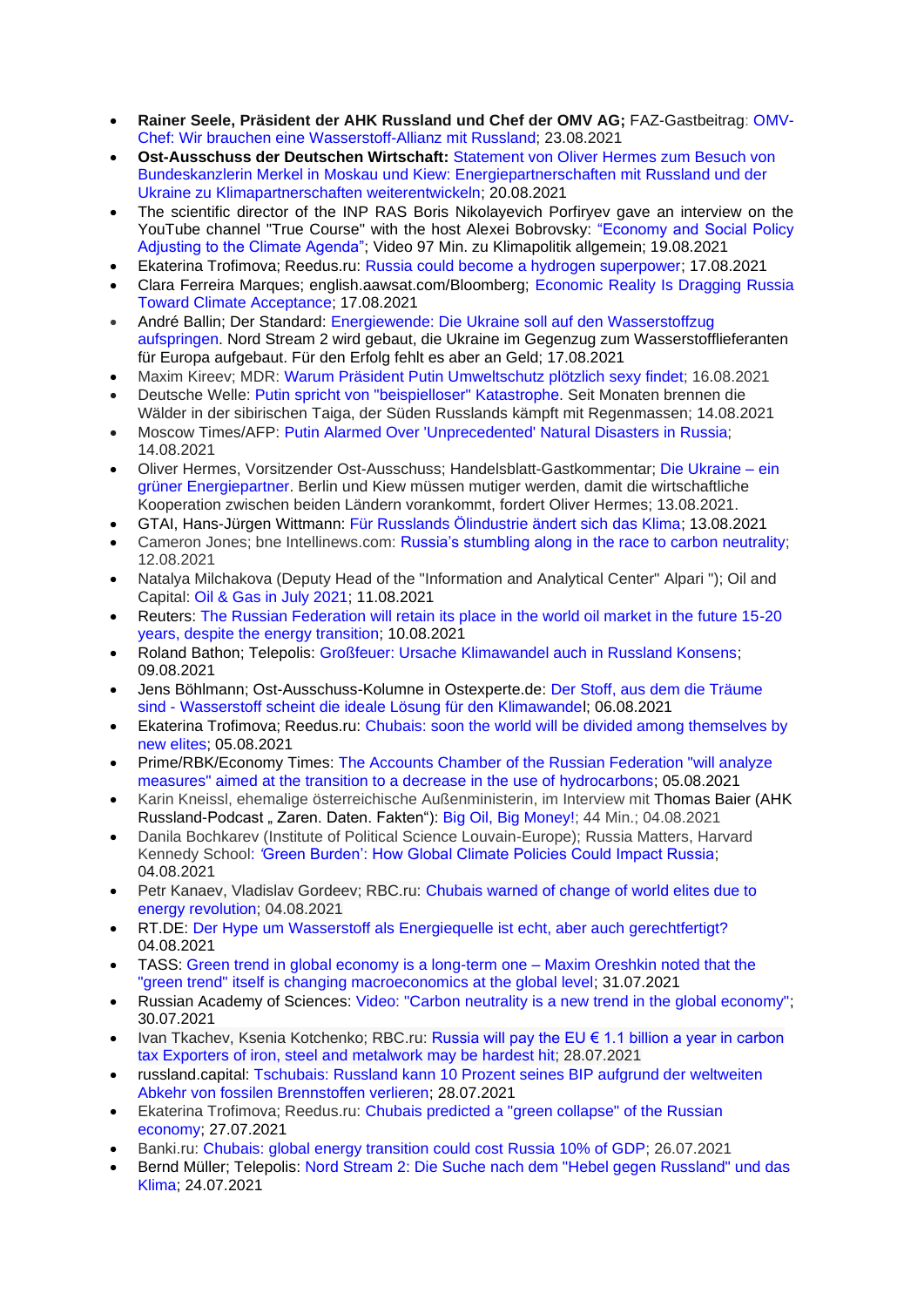- **Rainer Seele, Präsident der AHK Russland und Chef der OMV AG;** FAZ-Gastbeitrag: OMV-Chef: Wir brauchen eine Wasserstoff-Allianz mit Russland; 23.08.2021
- **Ost-Ausschuss der Deutschen Wirtschaft:** Statement von Oliver Hermes zum Besuch von Bundeskanzlerin Merkel in Moskau und Kiew: Energiepartnerschaften mit Russland und der Ukraine zu Klimapartnerschaften weiterentwickeln; 20.08.2021
- The scientific director of the INP RAS Boris Nikolayevich Porfiryev gave an interview on the YouTube channel "True Course" with the host Alexei Bobrovsky: "Economy and Social Policy Adjusting to the Climate Agenda"; Video 97 Min. zu Klimapolitik allgemein; 19.08.2021
- Ekaterina Trofimova; Reedus.ru: Russia could become a hydrogen superpower; 17.08.2021
- Clara Ferreira Marques; english.aawsat.com/Bloomberg; Economic Reality Is Dragging Russia Toward Climate Acceptance; 17.08.2021
- André Ballin; Der Standard: Energiewende: Die Ukraine soll auf den Wasserstoffzug aufspringen. Nord Stream 2 wird gebaut, die Ukraine im Gegenzug zum Wasserstofflieferanten für Europa aufgebaut. Für den Erfolg fehlt es aber an Geld; 17.08.2021
- Maxim Kireev; MDR: Warum Präsident Putin Umweltschutz plötzlich sexy findet; 16.08.2021
- Deutsche Welle: Putin spricht von "beispielloser" Katastrophe. Seit Monaten brennen die Wälder in der sibirischen Taiga, der Süden Russlands kämpft mit Regenmassen; 14.08.2021
- Moscow Times/AFP: Putin Alarmed Over 'Unprecedented' Natural Disasters in Russia; 14.08.2021
- Oliver Hermes, Vorsitzender Ost-Ausschuss; Handelsblatt-Gastkommentar; Die Ukraine – ein grüner Energiepartner. Berlin und Kiew müssen mutiger werden, damit die wirtschaftliche Kooperation zwischen beiden Ländern vorankommt, fordert Oliver Hermes; 13.08.2021.
- GTAI, Hans-Jürgen Wittmann: Für Russlands Ölindustrie ändert sich das Klima; 13.08.2021
- Cameron Jones; bne Intellinews.com: Russia's stumbling along in the race to carbon neutrality; 12.08.2021
- Natalya Milchakova (Deputy Head of the "Information and Analytical Center" Alpari "); Oil and Capital: Oil & Gas in July 2021; 11.08.2021
- Reuters: The Russian Federation will retain its place in the world oil market in the future 15-20 years, despite the energy transition; 10.08.2021
- Roland Bathon; Telepolis: Großfeuer: Ursache Klimawandel auch in Russland Konsens; 09.08.2021
- Jens Böhlmann; Ost-Ausschuss-Kolumne in Ostexperte.de: Der Stoff, aus dem die Träume sind - Wasserstoff scheint die ideale Lösung für den Klimawandel; 06.08.2021
- Ekaterina Trofimova; Reedus.ru: Chubais: soon the world will be divided among themselves by new elites; 05.08.2021
- Prime/RBK/Economy Times: The Accounts Chamber of the Russian Federation "will analyze measures" aimed at the transition to a decrease in the use of hydrocarbons; 05.08.2021
- Karin Kneissl, ehemalige österreichische Außenministerin, im Interview mit Thomas Baier (AHK Russland-Podcast „ Zaren. Daten. Fakten"): Big Oil, Big Money!; 44 Min.; 04.08.2021
- Danila Bochkarev (Institute of Political Science Louvain-Europe); Russia Matters, Harvard Kennedy School: 'Green Burden': How Global Climate Policies Could Impact Russia; 04.08.2021
- Petr Kanaev, Vladislav Gordeev; RBC.ru: Chubais warned of change of world elites due to energy revolution; 04.08.2021
- RT.DE: Der Hype um Wasserstoff als Energiequelle ist echt, aber auch gerechtfertigt? 04.08.2021
- TASS: Green trend in global economy is a long-term one – Maxim Oreshkin noted that the "green trend" itself is changing macroeconomics at the global level; 31.07.2021
- Russian Academy of Sciences: Video: "Carbon neutrality is a new trend in the global economy"; 30.07.2021
- Ivan Tkachev, Ksenia Kotchenko; RBC.ru: Russia will pay the EU € 1.1 billion a year in carbon tax Exporters of iron, steel and metalwork may be hardest hit; 28.07.2021
- russland.capital: Tschubais: Russland kann 10 Prozent seines BIP aufgrund der weltweiten Abkehr von fossilen Brennstoffen verlieren; 28.07.2021
- Ekaterina Trofimova; Reedus.ru: Chubais predicted a "green collapse" of the Russian economy; 27.07.2021
- Banki.ru: Chubais: global energy transition could cost Russia 10% of GDP; 26.07.2021
- Bernd Müller; Telepolis: Nord Stream 2: Die Suche nach dem "Hebel gegen Russland" und das Klima; 24.07.2021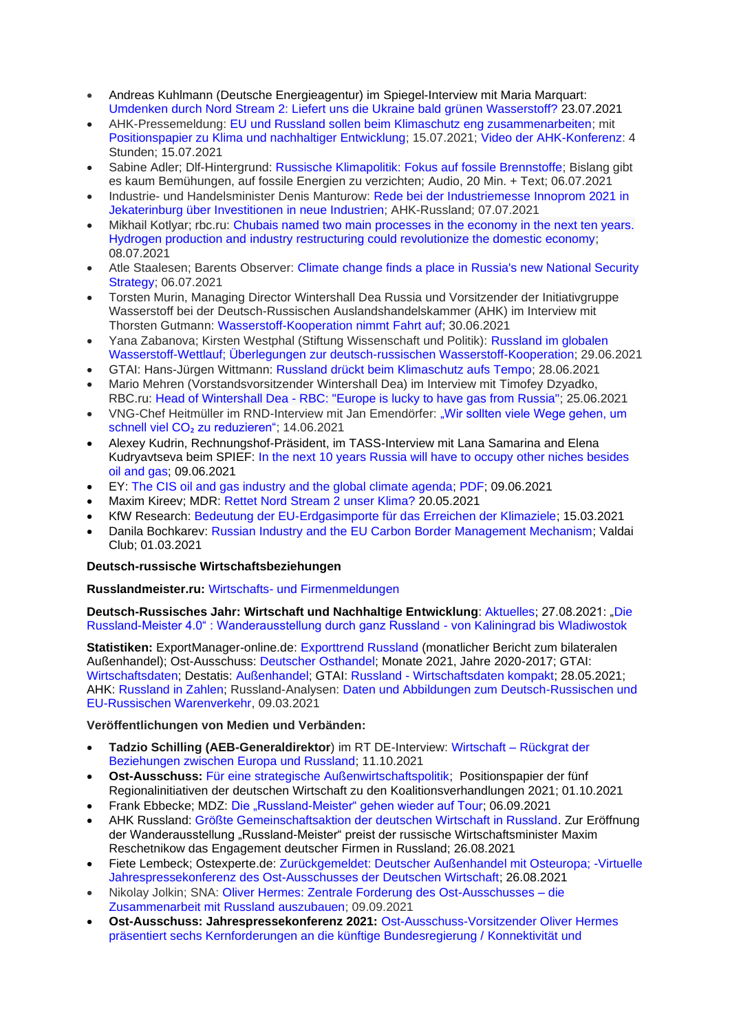- Andreas Kuhlmann (Deutsche Energieagentur) im Spiegel-Interview mit Maria Marquart: Umdenken durch Nord Stream 2: Liefert uns die Ukraine bald grünen Wasserstoff? 23.07.2021
- AHK-Pressemeldung: EU und Russland sollen beim Klimaschutz eng zusammenarbeiten; mit Positionspapier zu Klima und nachhaltiger Entwicklung; 15.07.2021; Video der AHK-Konferenz: 4 Stunden; 15.07.2021
- Sabine Adler; Dlf-Hintergrund: Russische Klimapolitik: Fokus auf fossile Brennstoffe; Bislang gibt es kaum Bemühungen, auf fossile Energien zu verzichten; Audio, 20 Min. + Text; 06.07.2021
- Industrie- und Handelsminister Denis Manturow: Rede bei der Industriemesse Innoprom 2021 in Jekaterinburg über Investitionen in neue Industrien; AHK-Russland; 07.07.2021
- Mikhail Kotlyar; rbc.ru: Chubais named two main processes in the economy in the next ten years. Hydrogen production and industry restructuring could revolutionize the domestic economy; 08.07.2021
- Atle Staalesen; Barents Observer: Climate change finds a place in Russia's new National Security Strategy; 06.07.2021
- Torsten Murin, Managing Director Wintershall Dea Russia und Vorsitzender der Initiativgruppe Wasserstoff bei der Deutsch-Russischen Auslandshandelskammer (AHK) im Interview mit Thorsten Gutmann: Wasserstoff-Kooperation nimmt Fahrt auf; 30.06.2021
- Yana Zabanova; Kirsten Westphal (Stiftung Wissenschaft und Politik): Russland im globalen Wasserstoff-Wettlauf; Überlegungen zur deutsch-russischen Wasserstoff-Kooperation; 29.06.2021
- GTAI: Hans-Jürgen Wittmann: Russland drückt beim Klimaschutz aufs Tempo; 28.06.2021
- Mario Mehren (Vorstandsvorsitzender Wintershall Dea) im Interview mit Timofey Dzyadko, RBC.ru: Head of Wintershall Dea - RBC: "Europe is lucky to have gas from Russia"; 25.06.2021
- VNG-Chef Heitmüller im RND-Interview mit Jan Emendörfer: „Wir sollten viele Wege gehen, um schnell viel $CO_2$ zu reduzieren“; 14.06.2021
- Alexey Kudrin, Rechnungshof-Präsident, im TASS-Interview mit Lana Samarina und Elena Kudryavtseva beim SPIEF: In the next 10 years Russia will have to occupy other niches besides oil and gas; 09.06.2021
- EY: The CIS oil and gas industry and the global climate agenda; PDF; 09.06.2021
- Maxim Kireev; MDR: Rettet Nord Stream 2 unser Klima? 20.05.2021
- KfW Research: Bedeutung der EU-Erdgasimporte für das Erreichen der Klimaziele; 15.03.2021
- Danila Bochkarev: Russian Industry and the EU Carbon Border Management Mechanism; Valdai Club; 01.03.2021

**Deutsch-russische Wirtschaftsbeziehungen**

**Russlandmeister.ru:** Wirtschafts- und Firmenmeldungen

**Deutsch-Russisches Jahr: Wirtschaft und Nachhaltige Entwicklung**: Aktuelles; 27.08.2021: „Die Russland-Meister 4.0“ : Wanderausstellung durch ganz Russland - von Kaliningrad bis Wladiwostok

**Statistiken:** ExportManager-online.de: Exporttrend Russland (monatlicher Bericht zum bilateralen Außenhandel); Ost-Ausschuss: Deutscher Osthandel; Monate 2021, Jahre 2020-2017; GTAI: Wirtschaftsdaten; Destatis: Außenhandel; GTAI: Russland - Wirtschaftsdaten kompakt; 28.05.2021; AHK: Russland in Zahlen; Russland-Analysen: Daten und Abbildungen zum Deutsch-Russischen und EU-Russischen Warenverkehr, 09.03.2021

**Veröffentlichungen von Medien und Verbänden:**

- **Tadzio Schilling (AEB-Generaldirektor**) im RT DE-Interview: Wirtschaft – Rückgrat der Beziehungen zwischen Europa und Russland; 11.10.2021
- **Ost-Ausschuss:** Für eine strategische Außenwirtschaftspolitik; Positionspapier der fünf Regionalinitiativen der deutschen Wirtschaft zu den Koalitionsverhandlungen 2021; 01.10.2021
- Frank Ebbecke; MDZ: Die „Russland-Meister“ gehen wieder auf Tour; 06.09.2021
- AHK Russland: Größte Gemeinschaftsaktion der deutschen Wirtschaft in Russland. Zur Eröffnung der Wanderausstellung „Russland-Meister“ preist der russische Wirtschaftsminister Maxim Reschetnikow das Engagement deutscher Firmen in Russland; 26.08.2021
- Fiete Lembeck; Ostexperte.de: Zurückgemeldet: Deutscher Außenhandel mit Osteuropa; -Virtuelle Jahrespressekonferenz des Ost-Ausschusses der Deutschen Wirtschaft; 26.08.2021
- Nikolay Jolkin; SNA: Oliver Hermes: Zentrale Forderung des Ost-Ausschusses – die Zusammenarbeit mit Russland auszubauen; 09.09.2021
- **Ost-Ausschuss: Jahrespressekonferenz 2021:** Ost-Ausschuss-Vorsitzender Oliver Hermes präsentiert sechs Kernforderungen an die künftige Bundesregierung / Konnektivität und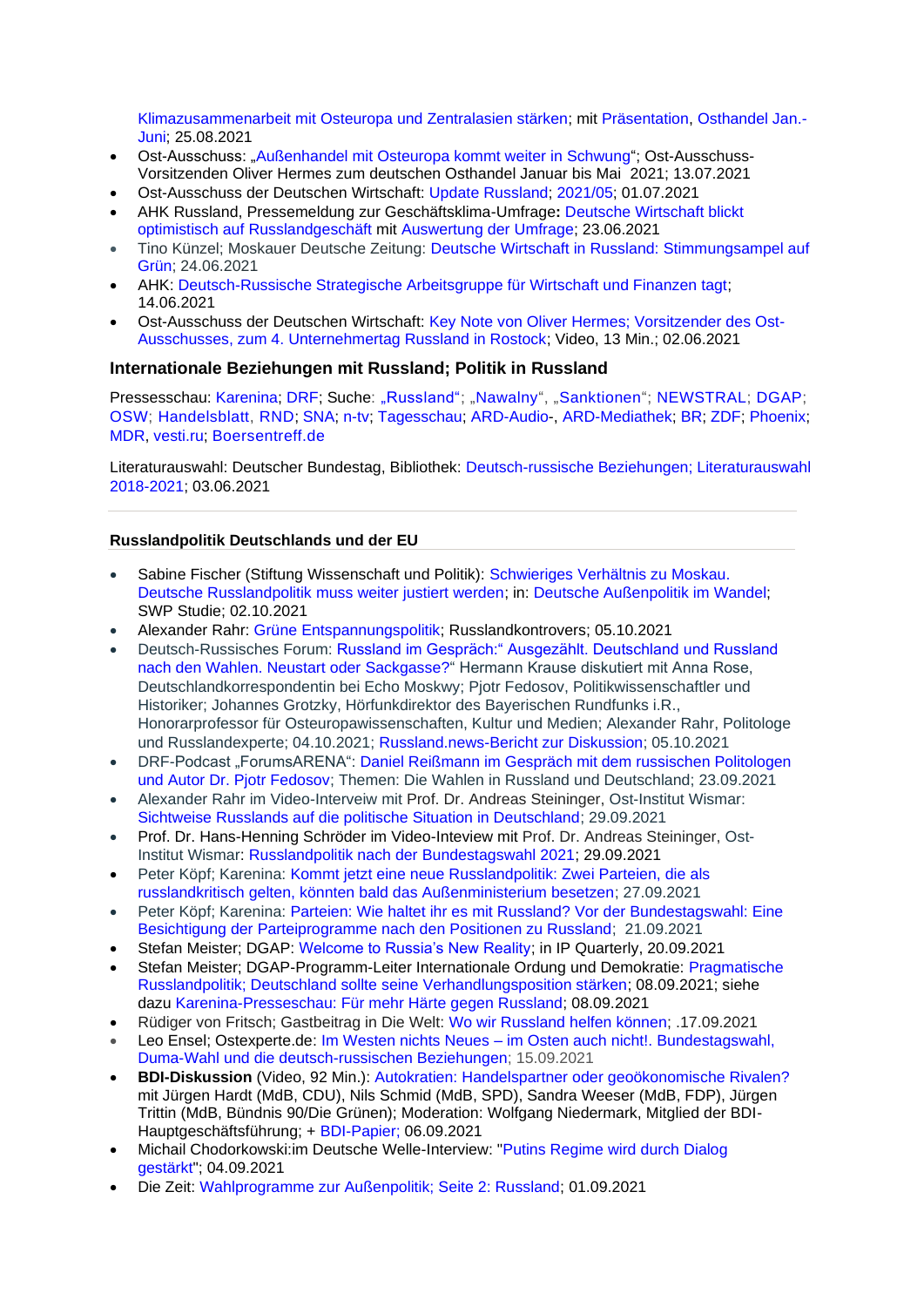Klimazusammenarbeit mit Osteuropa und Zentralasien stärken; mit Präsentation, Osthandel Jan.-Juni; 25.08.2021

- Ost-Ausschuss: „Außenhandel mit Osteuropa kommt weiter in Schwung"; Ost-Ausschuss-Vorsitzenden Oliver Hermes zum deutschen Osthandel Januar bis Mai 2021; 13.07.2021
- Ost-Ausschuss der Deutschen Wirtschaft: Update Russland; 2021/05; 01.07.2021
- AHK Russland, Pressemeldung zur Geschäftsklima-Umfrage**:** Deutsche Wirtschaft blickt optimistisch auf Russlandgeschäft mit Auswertung der Umfrage; 23.06.2021
- Tino Künzel; Moskauer Deutsche Zeitung: Deutsche Wirtschaft in Russland: Stimmungsampel auf Grün; 24.06.2021
- AHK: Deutsch-Russische Strategische Arbeitsgruppe für Wirtschaft und Finanzen tagt; 14.06.2021
- Ost-Ausschuss der Deutschen Wirtschaft: Key Note von Oliver Hermes; Vorsitzender des Ost-Ausschusses, zum 4. Unternehmertag Russland in Rostock; Video, 13 Min.; 02.06.2021

### Internationale Beziehungen mit Russland; Politik in Russland

Pressesschau: Karenina; DRF; Suche: „Russland"; „Nawalny", „Sanktionen"; NEWSTRAL; DGAP; OSW; Handelsblatt, RND; SNA; n-tv; Tagesschau; ARD-Audio-, ARD-Mediathek; BR; ZDF; Phoenix; MDR, vesti.ru; Boersentreff.de

Literaturauswahl: Deutscher Bundestag, Bibliothek: Deutsch-russische Beziehungen; Literaturauswahl 2018-2021; 03.06.2021

---

#### Russlandpolitik Deutschlands und der EU

- Sabine Fischer (Stiftung Wissenschaft und Politik): Schwieriges Verhältnis zu Moskau. Deutsche Russlandpolitik muss weiter justiert werden; in: Deutsche Außenpolitik im Wandel; SWP Studie; 02.10.2021
- Alexander Rahr: Grüne Entspannungspolitik; Russlandkontrovers; 05.10.2021
- Deutsch-Russisches Forum: Russland im Gespräch:" Ausgezählt. Deutschland und Russland nach den Wahlen. Neustart oder Sackgasse?" Hermann Krause diskutiert mit Anna Rose, Deutschlandkorrespondentin bei Echo Moskwy; Pjotr Fedosov, Politikwissenschaftler und Historiker; Johannes Grotzky, Hörfunkdirektor des Bayerischen Rundfunks i.R., Honorarprofessor für Osteuropawissenschaften, Kultur und Medien; Alexander Rahr, Politologe und Russlandexperte; 04.10.2021; Russland.news-Bericht zur Diskussion; 05.10.2021
- DRF-Podcast „ForumsARENA": Daniel Reißmann im Gespräch mit dem russischen Politologen und Autor Dr. Pjotr Fedosov; Themen: Die Wahlen in Russland und Deutschland; 23.09.2021
- Alexander Rahr im Video-Interveiw mit Prof. Dr. Andreas Steininger, Ost-Institut Wismar: Sichtweise Russlands auf die politische Situation in Deutschland; 29.09.2021
- Prof. Dr. Hans-Henning Schröder im Video-Inteview mit Prof. Dr. Andreas Steininger, Ost-Institut Wismar: Russlandpolitik nach der Bundestagswahl 2021; 29.09.2021
- Peter Köpf; Karenina: Kommt jetzt eine neue Russlandpolitik: Zwei Parteien, die als russlandkritisch gelten, könnten bald das Außenministerium besetzen; 27.09.2021
- Peter Köpf; Karenina: Parteien: Wie haltet ihr es mit Russland? Vor der Bundestagswahl: Eine Besichtigung der Parteiprogramme nach den Positionen zu Russland; 21.09.2021
- Stefan Meister; DGAP: Welcome to Russia's New Reality; in IP Quarterly, 20.09.2021
- Stefan Meister; DGAP-Programm-Leiter Internationale Ordung und Demokratie: Pragmatische Russlandpolitik; Deutschland sollte seine Verhandlungsposition stärken; 08.09.2021; siehe dazu Karenina-Presseschau: Für mehr Härte gegen Russland; 08.09.2021
- Rüdiger von Fritsch; Gastbeitrag in Die Welt: Wo wir Russland helfen können; .17.09.2021
- Leo Ensel; Ostexperte.de: Im Westen nichts Neues – im Osten auch nicht!. Bundestagswahl, Duma-Wahl und die deutsch-russischen Beziehungen; 15.09.2021
- **BDI-Diskussion** (Video, 92 Min.): Autokratien: Handelspartner oder geoökonomische Rivalen? mit Jürgen Hardt (MdB, CDU), Nils Schmid (MdB, SPD), Sandra Weeser (MdB, FDP), Jürgen Trittin (MdB, Bündnis 90/Die Grünen); Moderation: Wolfgang Niedermark, Mitglied der BDI-Hauptgeschäftsführung; + BDI-Papier; 06.09.2021
- Michail Chodorkowski:im Deutsche Welle-Interview: "Putins Regime wird durch Dialog gestärkt"; 04.09.2021
- Die Zeit: Wahlprogramme zur Außenpolitik; Seite 2: Russland; 01.09.2021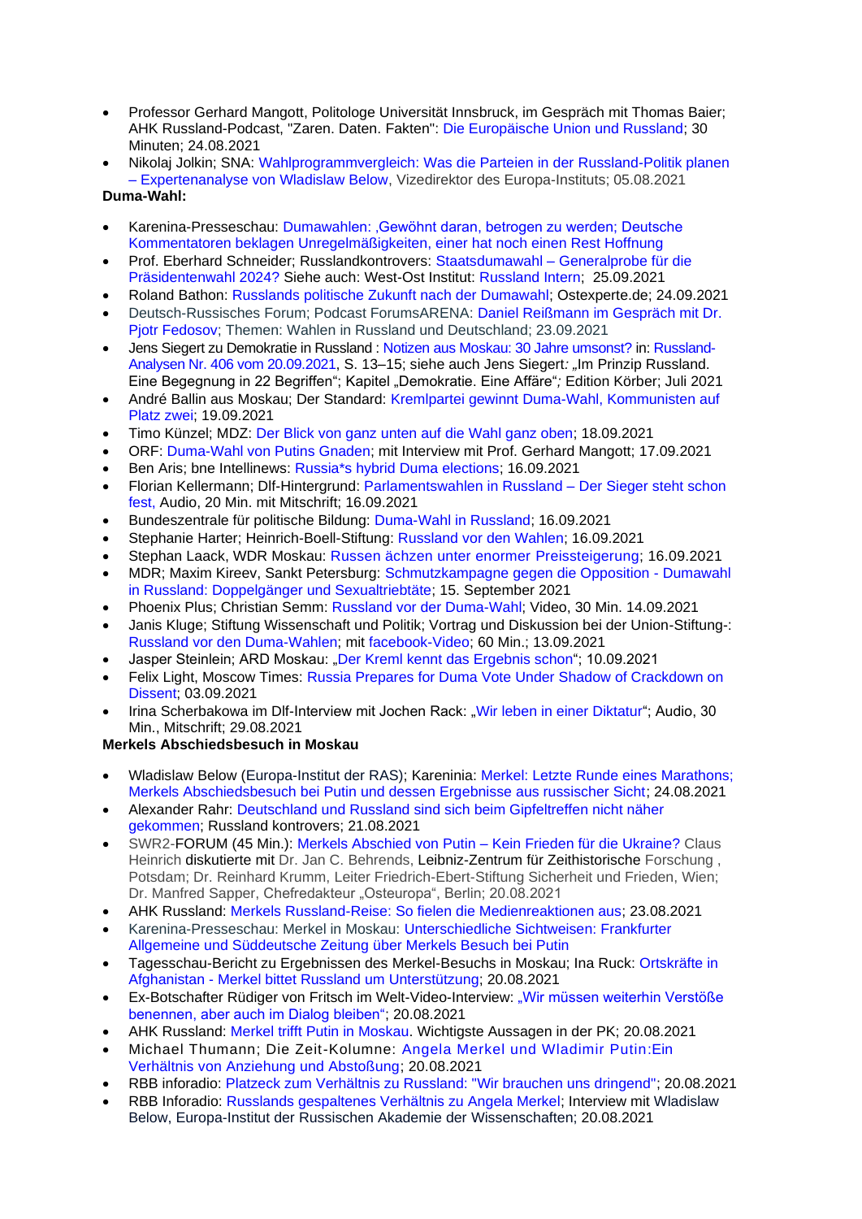- Professor Gerhard Mangott, Politologe Universität Innsbruck, im Gespräch mit Thomas Baier; AHK Russland-Podcast, "Zaren. Daten. Fakten": Die Europäische Union und Russland; 30 Minuten; 24.08.2021
- Nikolaj Jolkin; SNA: Wahlprogrammvergleich: Was die Parteien in der Russland-Politik planen – Expertenanalyse von Wladislaw Below, Vizedirektor des Europa-Instituts; 05.08.2021

**Duma-Wahl:**

- Karenina-Presseschau: Dumawahlen: ‚Gewöhnt daran, betrogen zu werden; Deutsche Kommentatoren beklagen Unregelmäßigkeiten, einer hat noch einen Rest Hoffnung
- Prof. Eberhard Schneider; Russlandkontrovers: Staatsdumawahl – Generalprobe für die Präsidentenwahl 2024? Siehe auch: West-Ost Institut: Russland Intern; 25.09.2021
- Roland Bathon: Russlands politische Zukunft nach der Dumawahl; Ostexperte.de; 24.09.2021
- Deutsch-Russisches Forum; Podcast ForumsARENA: Daniel Reißmann im Gespräch mit Dr. Pjotr Fedosov; Themen: Wahlen in Russland und Deutschland; 23.09.2021
- Jens Siegert zu Demokratie in Russland : Notizen aus Moskau: 30 Jahre umsonst? in: Russland-Analysen Nr. 406 vom 20.09.2021, S. 13–15; siehe auch Jens Siegert*:* „Im Prinzip Russland. Eine Begegnung in 22 Begriffen"; Kapitel „Demokratie. Eine Affäre"*;* Edition Körber; Juli 2021
- André Ballin aus Moskau; Der Standard: Kremlpartei gewinnt Duma-Wahl, Kommunisten auf Platz zwei; 19.09.2021
- Timo Künzel; MDZ: Der Blick von ganz unten auf die Wahl ganz oben; 18.09.2021
- ORF: Duma-Wahl von Putins Gnaden; mit Interview mit Prof. Gerhard Mangott; 17.09.2021
- Ben Aris; bne Intellinews: Russia*s hybrid Duma elections; 16.09.2021
- Florian Kellermann; Dlf-Hintergrund: Parlamentswahlen in Russland – Der Sieger steht schon fest, Audio, 20 Min. mit Mitschrift; 16.09.2021
- Bundeszentrale für politische Bildung: Duma-Wahl in Russland; 16.09.2021
- Stephanie Harter; Heinrich-Boell-Stiftung: Russland vor den Wahlen; 16.09.2021
- Stephan Laack, WDR Moskau: Russen ächzen unter enormer Preissteigerung; 16.09.2021
- MDR; Maxim Kireev, Sankt Petersburg: Schmutzkampagne gegen die Opposition - Dumawahl in Russland: Doppelgänger und Sexualtriebtäte; 15. September 2021
- Phoenix Plus; Christian Semm: Russland vor der Duma-Wahl; Video, 30 Min. 14.09.2021
- Janis Kluge; Stiftung Wissenschaft und Politik; Vortrag und Diskussion bei der Union-Stiftung-: Russland vor den Duma-Wahlen; mit facebook-Video; 60 Min.; 13.09.2021
- Jasper Steinlein; ARD Moskau: „Der Kreml kennt das Ergebnis schon"; 10.09.2021
- Felix Light, Moscow Times: Russia Prepares for Duma Vote Under Shadow of Crackdown on Dissent; 03.09.2021
- Irina Scherbakowa im Dlf-Interview mit Jochen Rack: „Wir leben in einer Diktatur"; Audio, 30 Min., Mitschrift; 29.08.2021

**Merkels Abschiedsbesuch in Moskau**

- Wladislaw Below (Europa-Institut der RAS); Kareninia: Merkel: Letzte Runde eines Marathons; Merkels Abschiedsbesuch bei Putin und dessen Ergebnisse aus russischer Sicht; 24.08.2021
- Alexander Rahr: Deutschland und Russland sind sich beim Gipfeltreffen nicht näher gekommen; Russland kontrovers; 21.08.2021
- SWR2-FORUM (45 Min.): Merkels Abschied von Putin – Kein Frieden für die Ukraine? Claus Heinrich diskutierte mit Dr. Jan C. Behrends, Leibniz-Zentrum für Zeithistorische Forschung , Potsdam; Dr. Reinhard Krumm, Leiter Friedrich-Ebert-Stiftung Sicherheit und Frieden, Wien; Dr. Manfred Sapper, Chefredakteur „Osteuropa", Berlin; 20.08.2021
- AHK Russland: Merkels Russland-Reise: So fielen die Medienreaktionen aus; 23.08.2021
- Karenina-Presseschau: Merkel in Moskau: Unterschiedliche Sichtweisen: Frankfurter Allgemeine und Süddeutsche Zeitung über Merkels Besuch bei Putin
- Tagesschau-Bericht zu Ergebnissen des Merkel-Besuchs in Moskau; Ina Ruck: Ortskräfte in Afghanistan - Merkel bittet Russland um Unterstützung; 20.08.2021
- Ex-Botschafter Rüdiger von Fritsch im Welt-Video-Interview: „Wir müssen weiterhin Verstöße benennen, aber auch im Dialog bleiben"; 20.08.2021
- AHK Russland: Merkel trifft Putin in Moskau. Wichtigste Aussagen in der PK; 20.08.2021
- Michael Thumann; Die Zeit-Kolumne: Angela Merkel und Wladimir Putin:Ein Verhältnis von Anziehung und Abstoßung; 20.08.2021
- RBB inforadio: Platzeck zum Verhältnis zu Russland: "Wir brauchen uns dringend"; 20.08.2021
- RBB Inforadio: Russlands gespaltenes Verhältnis zu Angela Merkel; Interview mit Wladislaw Below, Europa-Institut der Russischen Akademie der Wissenschaften; 20.08.2021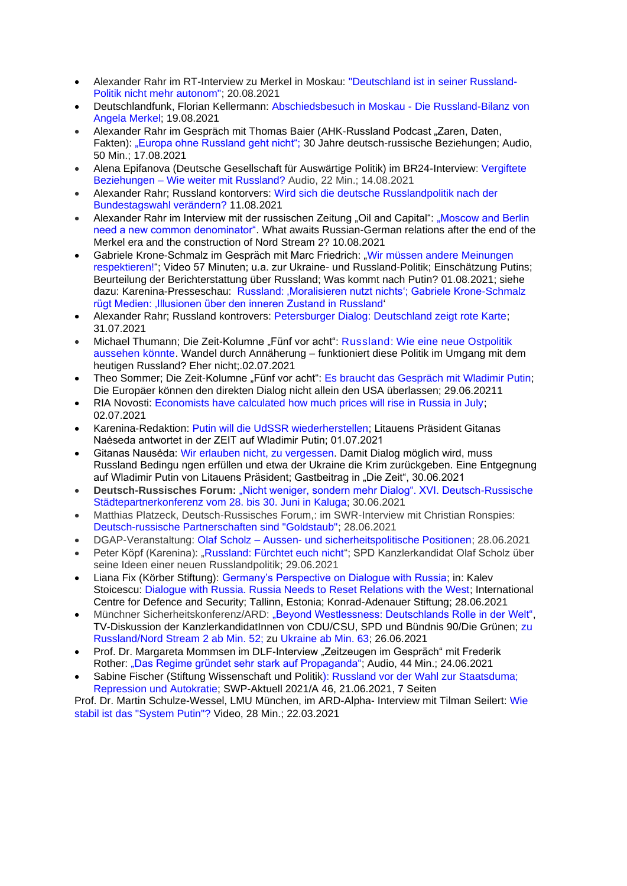- Alexander Rahr im RT-Interview zu Merkel in Moskau: "Deutschland ist in seiner Russland-Politik nicht mehr autonom"; 20.08.2021
- Deutschlandfunk, Florian Kellermann: Abschiedsbesuch in Moskau - Die Russland-Bilanz von Angela Merkel; 19.08.2021
- Alexander Rahr im Gespräch mit Thomas Baier (AHK-Russland Podcast „Zaren, Daten, Fakten): „Europa ohne Russland geht nicht"; 30 Jahre deutsch-russische Beziehungen; Audio, 50 Min.; 17.08.2021
- Alena Epifanova (Deutsche Gesellschaft für Auswärtige Politik) im BR24-Interview: Vergiftete Beziehungen – Wie weiter mit Russland? Audio, 22 Min.; 14.08.2021
- Alexander Rahr; Russland kontorvers: Wird sich die deutsche Russlandpolitik nach der Bundestagswahl verändern? 11.08.2021
- Alexander Rahr im Interview mit der russischen Zeitung „Oil and Capital": „Moscow and Berlin need a new common denominator". What awaits Russian-German relations after the end of the Merkel era and the construction of Nord Stream 2? 10.08.2021
- Gabriele Krone-Schmalz im Gespräch mit Marc Friedrich: „Wir müssen andere Meinungen respektieren!"; Video 57 Minuten; u.a. zur Ukraine- und Russland-Politik; Einschätzung Putins; Beurteilung der Berichterstattung über Russland; Was kommt nach Putin? 01.08.2021; siehe dazu: Karenina-Presseschau: Russland: ‚Moralisieren nutzt nichts'; Gabriele Krone-Schmalz rügt Medien: ‚Illusionen über den inneren Zustand in Russland'
- Alexander Rahr; Russland kontrovers: Petersburger Dialog: Deutschland zeigt rote Karte; 31.07.2021
- Michael Thumann; Die Zeit-Kolumne „Fünf vor acht": Russland: Wie eine neue Ostpolitik aussehen könnte. Wandel durch Annäherung – funktioniert diese Politik im Umgang mit dem heutigen Russland? Eher nicht;.02.07.2021
- Theo Sommer; Die Zeit-Kolumne „Fünf vor acht": Es braucht das Gespräch mit Wladimir Putin; Die Europäer können den direkten Dialog nicht allein den USA überlassen; 29.06.20211
- RIA Novosti: Economists have calculated how much prices will rise in Russia in July; 02.07.2021
- Karenina-Redaktion: Putin will die UdSSR wiederherstellen; Litauens Präsident Gitanas Naėseda antwortet in der ZEIT auf Wladimir Putin; 01.07.2021
- Gitanas Nausėda: Wir erlauben nicht, zu vergessen. Damit Dialog möglich wird, muss Russland Bedingu ngen erfüllen und etwa der Ukraine die Krim zurückgeben. Eine Entgegnung auf Wladimir Putin von Litauens Präsident; Gastbeitrag in „Die Zeit", 30.06.2021
- **Deutsch-Russisches Forum:** „Nicht weniger, sondern mehr Dialog". XVI. Deutsch-Russische Städtepartnerkonferenz vom 28. bis 30. Juni in Kaluga; 30.06.2021
- Matthias Platzeck, Deutsch-Russisches Forum,: im SWR-Interview mit Christian Ronspies: Deutsch-russische Partnerschaften sind "Goldstaub"; 28.06.2021
- DGAP-Veranstaltung: Olaf Scholz – Aussen- und sicherheitspolitische Positionen; 28.06.2021
- Peter Köpf (Karenina): „Russland: Fürchtet euch nicht"; SPD Kanzlerkandidat Olaf Scholz über seine Ideen einer neuen Russlandpolitik; 29.06.2021
- Liana Fix (Körber Stiftung): Germany's Perspective on Dialogue with Russia; in: Kalev Stoicescu: Dialogue with Russia. Russia Needs to Reset Relations with the West; International Centre for Defence and Security; Tallinn, Estonia; Konrad-Adenauer Stiftung; 28.06.2021
- Münchner Sicherheitskonferenz/ARD: „Beyond Westlessness: Deutschlands Rolle in der Welt", TV-Diskussion der KanzlerkandidatInnen von CDU/CSU, SPD und Bündnis 90/Die Grünen; zu Russland/Nord Stream 2 ab Min. 52; zu Ukraine ab Min. 63; 26.06.2021
- Prof. Dr. Margareta Mommsen im DLF-Interview „Zeitzeugen im Gespräch" mit Frederik Rother: „Das Regime gründet sehr stark auf Propaganda"; Audio, 44 Min.; 24.06.2021
- Sabine Fischer (Stiftung Wissenschaft und Politik): Russland vor der Wahl zur Staatsduma; Repression und Autokratie; SWP-Aktuell 2021/A 46, 21.06.2021, 7 Seiten

Prof. Dr. Martin Schulze-Wessel, LMU München, im ARD-Alpha- Interview mit Tilman Seilert: Wie stabil ist das "System Putin"? Video, 28 Min.; 22.03.2021